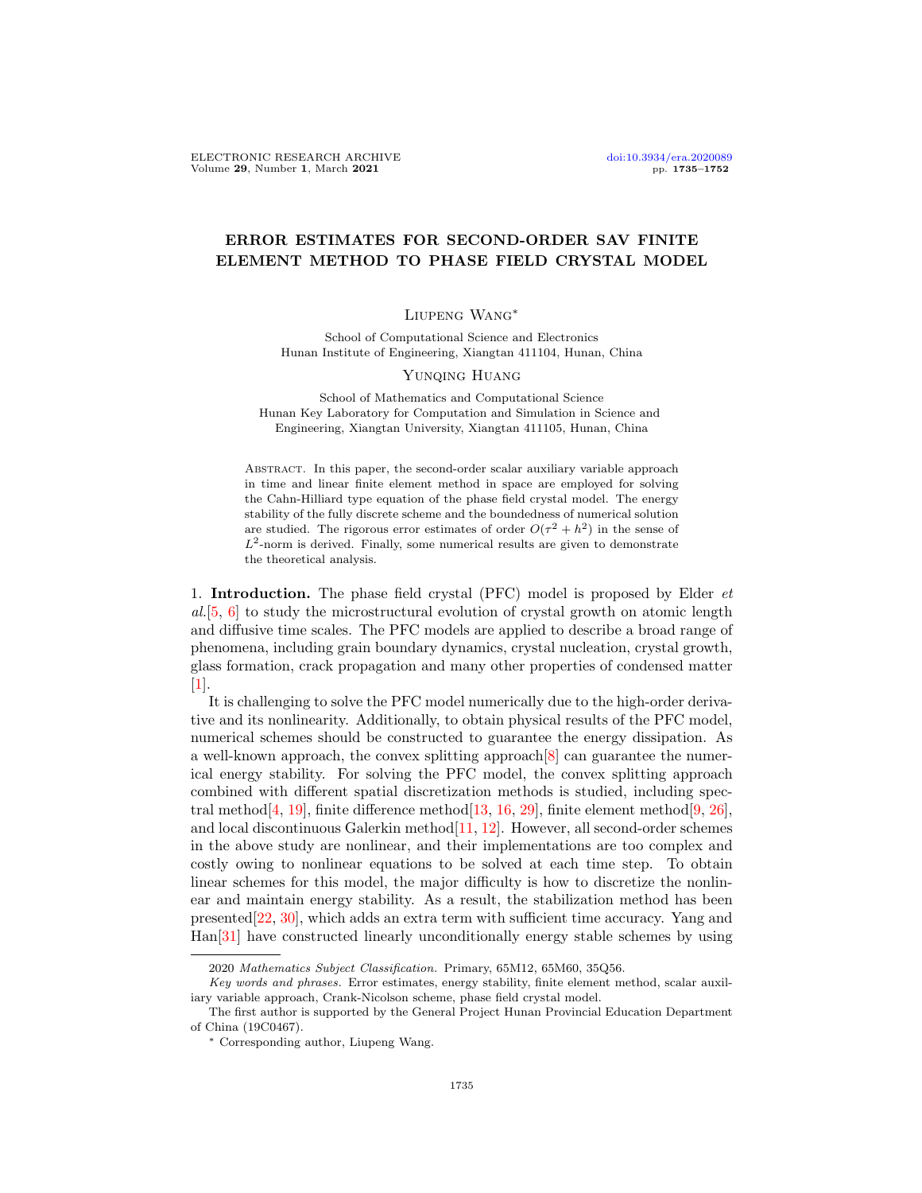# ERROR ESTIMATES FOR SECOND-ORDER SAV FINITE ELEMENT METHOD TO PHASE FIELD CRYSTAL MODEL

Liupeng Wang*

School of Computational Science and Electronics
Hunan Institute of Engineering, Xiangtan 411104, Hunan, China

Yunqing Huang

School of Mathematics and Computational Science
Hunan Key Laboratory for Computation and Simulation in Science and Engineering, Xiangtan University, Xiangtan 411105, Hunan, China

Abstract. In this paper, the second-order scalar auxiliary variable approach in time and linear finite element method in space are employed for solving the Cahn-Hilliard type equation of the phase field crystal model. The energy stability of the fully discrete scheme and the boundedness of numerical solution are studied. The rigorous error estimates of order $O(\tau^2 + h^2)$ in the sense of $L^2$-norm is derived. Finally, some numerical results are given to demonstrate the theoretical analysis.

1. **Introduction.** The phase field crystal (PFC) model is proposed by Elder *et al.*[5, 6] to study the microstructural evolution of crystal growth on atomic length and diffusive time scales. The PFC models are applied to describe a broad range of phenomena, including grain boundary dynamics, crystal nucleation, crystal growth, glass formation, crack propagation and many other properties of condensed matter [1].

It is challenging to solve the PFC model numerically due to the high-order derivative and its nonlinearity. Additionally, to obtain physical results of the PFC model, numerical schemes should be constructed to guarantee the energy dissipation. As a well-known approach, the convex splitting approach[8] can guarantee the numerical energy stability. For solving the PFC model, the convex splitting approach combined with different spatial discretization methods is studied, including spectral method[4, 19], finite difference method[13, 16, 29], finite element method[9, 26], and local discontinuous Galerkin method[11, 12]. However, all second-order schemes in the above study are nonlinear, and their implementations are too complex and costly owing to nonlinear equations to be solved at each time step. To obtain linear schemes for this model, the major difficulty is how to discretize the nonlinear and maintain energy stability. As a result, the stabilization method has been presented[22, 30], which adds an extra term with sufficient time accuracy. Yang and Han[31] have constructed linearly unconditionally energy stable schemes by using

2020 *Mathematics Subject Classification.* Primary, 65M12, 65M60, 35Q56.

*Key words and phrases.* Error estimates, energy stability, finite element method, scalar auxiliary variable approach, Crank-Nicolson scheme, phase field crystal model.

The first author is supported by the General Project Hunan Provincial Education Department of China (19C0467).

* Corresponding author, Liupeng Wang.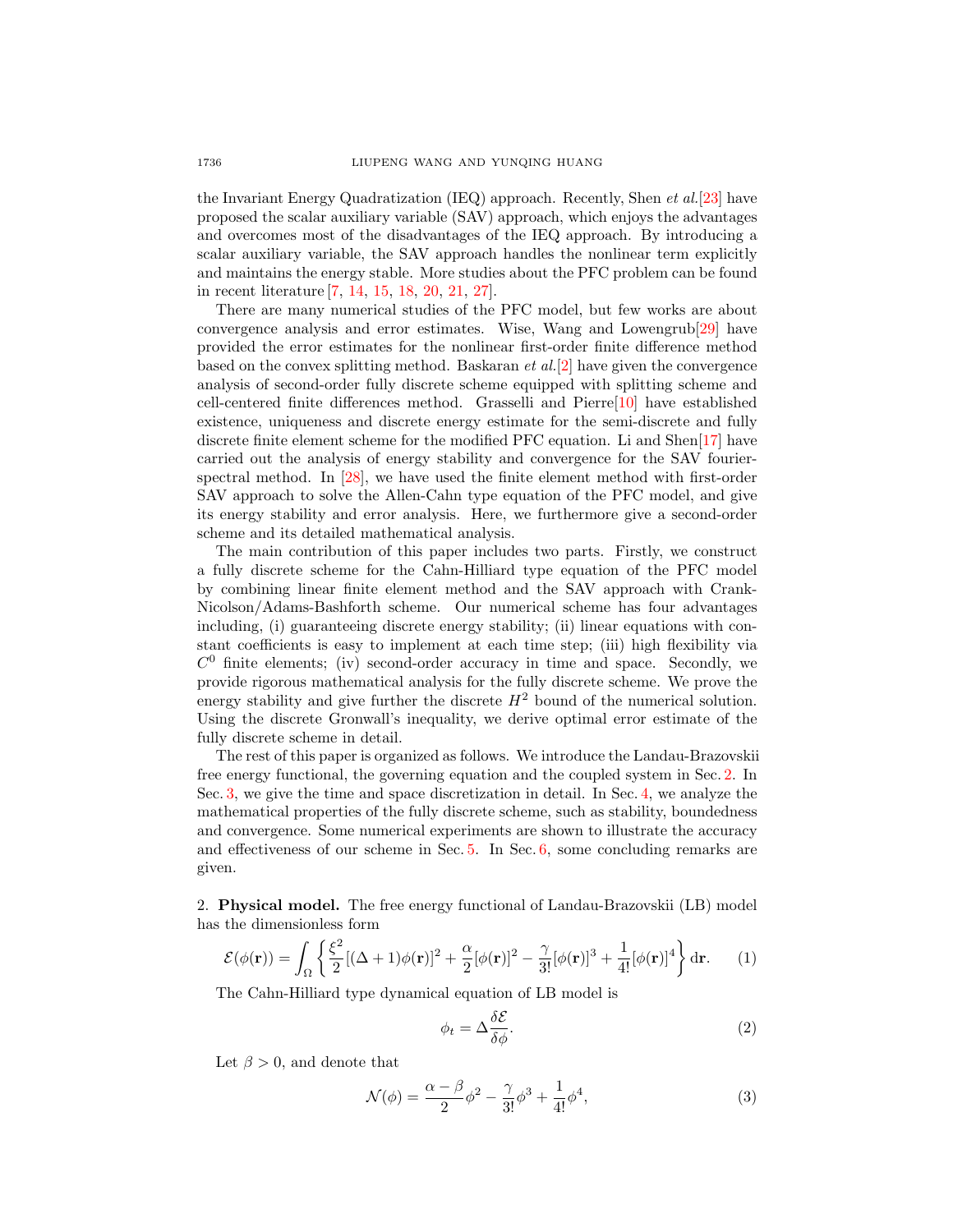the Invariant Energy Quadratization (IEQ) approach. Recently, Shen *et al.*[23] have proposed the scalar auxiliary variable (SAV) approach, which enjoys the advantages and overcomes most of the disadvantages of the IEQ approach. By introducing a scalar auxiliary variable, the SAV approach handles the nonlinear term explicitly and maintains the energy stable. More studies about the PFC problem can be found in recent literature [7, 14, 15, 18, 20, 21, 27].

There are many numerical studies of the PFC model, but few works are about convergence analysis and error estimates. Wise, Wang and Lowengrub[29] have provided the error estimates for the nonlinear first-order finite difference method based on the convex splitting method. Baskaran *et al.*[2] have given the convergence analysis of second-order fully discrete scheme equipped with splitting scheme and cell-centered finite differences method. Grasselli and Pierre[10] have established existence, uniqueness and discrete energy estimate for the semi-discrete and fully discrete finite element scheme for the modified PFC equation. Li and Shen[17] have carried out the analysis of energy stability and convergence for the SAV fourier-spectral method. In [28], we have used the finite element method with first-order SAV approach to solve the Allen-Cahn type equation of the PFC model, and give its energy stability and error analysis. Here, we furthermore give a second-order scheme and its detailed mathematical analysis.

The main contribution of this paper includes two parts. Firstly, we construct a fully discrete scheme for the Cahn-Hilliard type equation of the PFC model by combining linear finite element method and the SAV approach with Crank-Nicolson/Adams-Bashforth scheme. Our numerical scheme has four advantages including, (i) guaranteeing discrete energy stability; (ii) linear equations with constant coefficients is easy to implement at each time step; (iii) high flexibility via $C^0$ finite elements; (iv) second-order accuracy in time and space. Secondly, we provide rigorous mathematical analysis for the fully discrete scheme. We prove the energy stability and give further the discrete $H^2$ bound of the numerical solution. Using the discrete Gronwall's inequality, we derive optimal error estimate of the fully discrete scheme in detail.

The rest of this paper is organized as follows. We introduce the Landau-Brazovskii free energy functional, the governing equation and the coupled system in Sec. 2. In Sec. 3, we give the time and space discretization in detail. In Sec. 4, we analyze the mathematical properties of the fully discrete scheme, such as stability, boundedness and convergence. Some numerical experiments are shown to illustrate the accuracy and effectiveness of our scheme in Sec. 5. In Sec. 6, some concluding remarks are given.

## 2. Physical model.

The free energy functional of Landau-Brazovskii (LB) model has the dimensionless form

$$\mathcal{E}(\phi(\mathbf{r})) = \int_\Omega \left\{ \frac{\xi^2}{2}[(\Delta+1)\phi(\mathbf{r})]^2 + \frac{\alpha}{2}[\phi(\mathbf{r})]^2 - \frac{\gamma}{3!}[\phi(\mathbf{r})]^3 + \frac{1}{4!}[\phi(\mathbf{r})]^4 \right\} \mathrm{d}\mathbf{r}. \tag{1}$$

The Cahn-Hilliard type dynamical equation of LB model is

$$\phi_t = \Delta \frac{\delta \mathcal{E}}{\delta \phi}. \tag{2}$$

Let $\beta > 0$, and denote that

$$\mathcal{N}(\phi) = \frac{\alpha-\beta}{2}\phi^2 - \frac{\gamma}{3!}\phi^3 + \frac{1}{4!}\phi^4, \tag{3}$$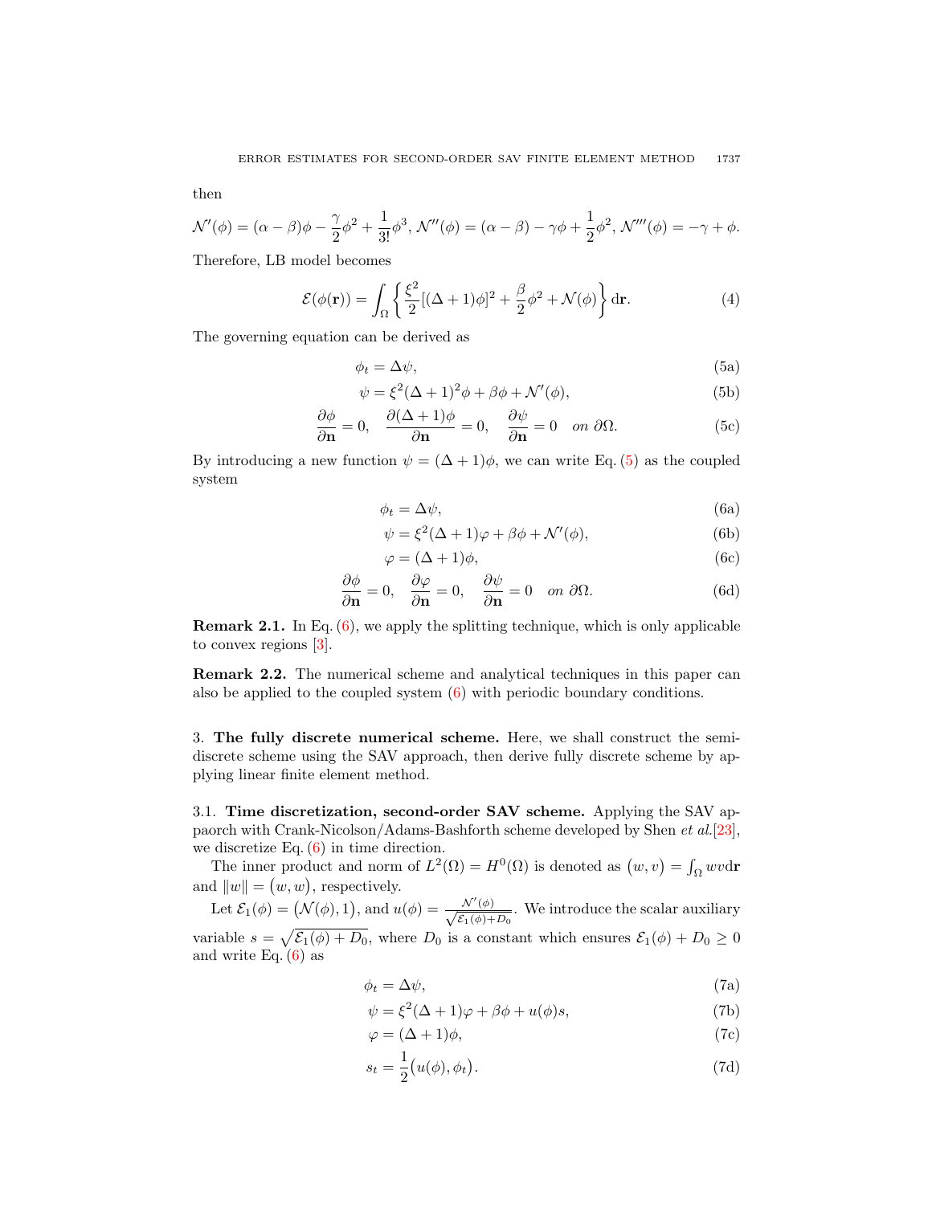then

$$\mathcal{N}'(\phi) = (\alpha-\beta)\phi - \frac{\gamma}{2}\phi^2 + \frac{1}{3!}\phi^3,\ \mathcal{N}''(\phi) = (\alpha-\beta) - \gamma\phi + \frac{1}{2}\phi^2,\ \mathcal{N}'''(\phi) = -\gamma + \phi.$$

Therefore, LB model becomes

$$\mathcal{E}(\phi(\mathbf{r})) = \int_\Omega \left\{ \frac{\xi^2}{2}[(\Delta+1)\phi]^2 + \frac{\beta}{2}\phi^2 + \mathcal{N}(\phi) \right\} \mathrm{d}\mathbf{r}. \tag{4}$$

The governing equation can be derived as

$$\phi_t = \Delta\psi, \tag{5a}$$

$$\psi = \xi^2(\Delta+1)^2\phi + \beta\phi + \mathcal{N}'(\phi), \tag{5b}$$

$$\frac{\partial\phi}{\partial\mathbf{n}} = 0, \quad \frac{\partial(\Delta+1)\phi}{\partial\mathbf{n}} = 0, \quad \frac{\partial\psi}{\partial\mathbf{n}} = 0 \quad on\ \partial\Omega. \tag{5c}$$

By introducing a new function $\psi = (\Delta+1)\phi$, we can write Eq. (5) as the coupled system

$$\phi_t = \Delta\psi, \tag{6a}$$

$$\psi = \xi^2(\Delta+1)\varphi + \beta\phi + \mathcal{N}'(\phi), \tag{6b}$$

$$\varphi = (\Delta+1)\phi, \tag{6c}$$

$$\frac{\partial\phi}{\partial\mathbf{n}} = 0, \quad \frac{\partial\varphi}{\partial\mathbf{n}} = 0, \quad \frac{\partial\psi}{\partial\mathbf{n}} = 0 \quad on\ \partial\Omega. \tag{6d}$$

**Remark 2.1.** In Eq. (6), we apply the splitting technique, which is only applicable to convex regions [3].

**Remark 2.2.** The numerical scheme and analytical techniques in this paper can also be applied to the coupled system (6) with periodic boundary conditions.

## 3. The fully discrete numerical scheme.

Here, we shall construct the semi-discrete scheme using the SAV approach, then derive fully discrete scheme by applying linear finite element method.

### 3.1. Time discretization, second-order SAV scheme.

Applying the SAV appaorch with Crank-Nicolson/Adams-Bashforth scheme developed by Shen *et al.*[23], we discretize Eq. (6) in time direction.

The inner product and norm of $L^2(\Omega) = H^0(\Omega)$ is denoted as $(w, v) = \int_\Omega wv\mathrm{d}\mathbf{r}$ and $\|w\| = (w, w)$, respectively.

Let $\mathcal{E}_1(\phi) = (\mathcal{N}(\phi), 1)$, and $u(\phi) = \frac{\mathcal{N}'(\phi)}{\sqrt{\mathcal{E}_1(\phi)+D_0}}$. We introduce the scalar auxiliary variable $s = \sqrt{\mathcal{E}_1(\phi)+D_0}$, where $D_0$ is a constant which ensures $\mathcal{E}_1(\phi)+D_0 \geq 0$ and write Eq. (6) as

$$\phi_t = \Delta\psi, \tag{7a}$$

$$\psi = \xi^2(\Delta+1)\varphi + \beta\phi + u(\phi)s, \tag{7b}$$

$$\varphi = (\Delta+1)\phi, \tag{7c}$$

$$s_t = \frac{1}{2}\big(u(\phi), \phi_t\big). \tag{7d}$$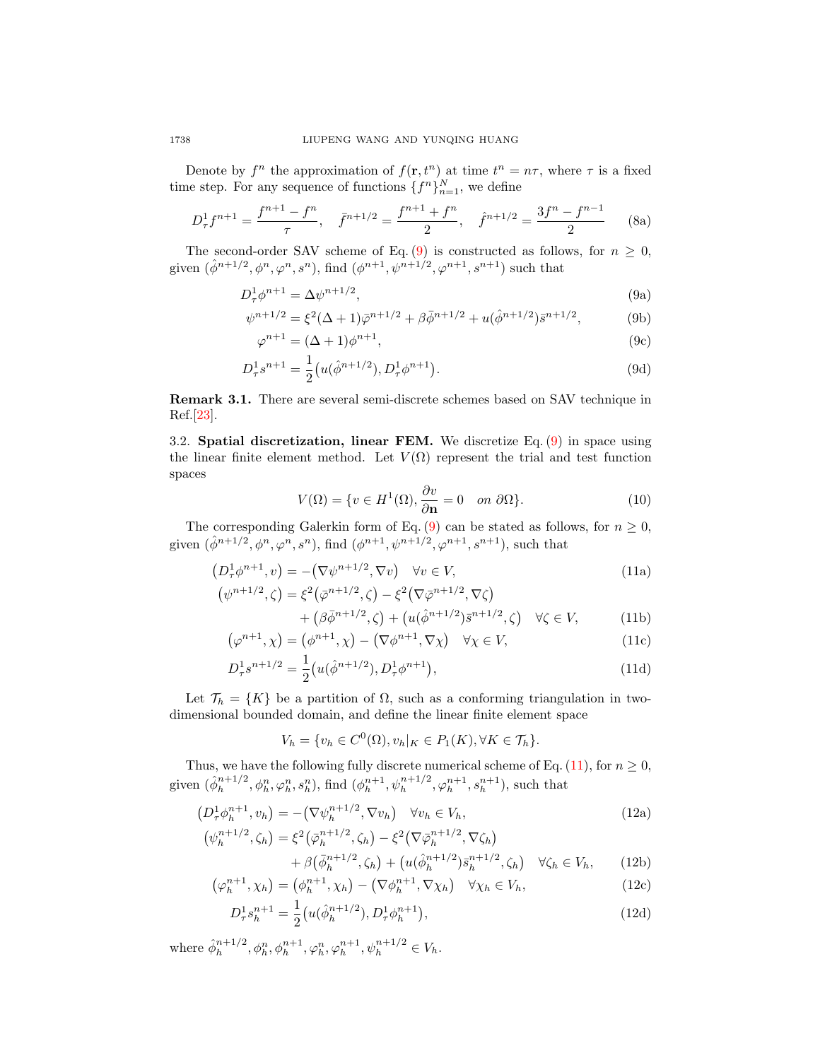Denote by $f^n$ the approximation of $f(\mathbf{r}, t^n)$ at time $t^n = n\tau$, where $\tau$ is a fixed time step. For any sequence of functions $\{f^n\}_{n=1}^N$, we define

$$D_\tau^1 f^{n+1} = \frac{f^{n+1} - f^n}{\tau}, \quad \bar{f}^{n+1/2} = \frac{f^{n+1} + f^n}{2}, \quad \hat{f}^{n+1/2} = \frac{3f^n - f^{n-1}}{2} \tag{8a}$$

The second-order SAV scheme of Eq. (9) is constructed as follows, for $n \geq 0$, given $(\hat{\phi}^{n+1/2}, \phi^n, \varphi^n, s^n)$, find $(\phi^{n+1}, \psi^{n+1/2}, \varphi^{n+1}, s^{n+1})$ such that

$$D_\tau^1 \phi^{n+1} = \Delta \psi^{n+1/2}, \tag{9a}$$

$$\psi^{n+1/2} = \xi^2 (\Delta + 1)\bar{\varphi}^{n+1/2} + \beta \bar{\phi}^{n+1/2} + u(\hat{\phi}^{n+1/2})\bar{s}^{n+1/2}, \tag{9b}$$

$$\varphi^{n+1} = (\Delta + 1)\phi^{n+1}, \tag{9c}$$

$$D_\tau^1 s^{n+1} = \frac{1}{2}\big(u(\hat{\phi}^{n+1/2}), D_\tau^1 \phi^{n+1}\big). \tag{9d}$$

**Remark 3.1.** There are several semi-discrete schemes based on SAV technique in Ref.[23].

3.2. **Spatial discretization, linear FEM.** We discretize Eq. (9) in space using the linear finite element method. Let $V(\Omega)$ represent the trial and test function spaces

$$V(\Omega) = \{v \in H^1(\Omega), \frac{\partial v}{\partial \mathbf{n}} = 0 \quad on\ \partial\Omega\}. \tag{10}$$

The corresponding Galerkin form of Eq. (9) can be stated as follows, for $n \geq 0$, given $(\hat{\phi}^{n+1/2}, \phi^n, \varphi^n, s^n)$, find $(\phi^{n+1}, \psi^{n+1/2}, \varphi^{n+1}, s^{n+1})$, such that

$$\big(D_\tau^1 \phi^{n+1}, v\big) = -\big(\nabla \psi^{n+1/2}, \nabla v\big) \quad \forall v \in V, \tag{11a}$$

$$\begin{aligned}\big(\psi^{n+1/2}, \zeta\big) &= \xi^2 \big(\bar{\varphi}^{n+1/2}, \zeta\big) - \xi^2 \big(\nabla \bar{\varphi}^{n+1/2}, \nabla \zeta\big) \\ &\quad + \big(\beta \bar{\phi}^{n+1/2}, \zeta\big) + \big(u(\hat{\phi}^{n+1/2})\bar{s}^{n+1/2}, \zeta\big) \quad \forall \zeta \in V,\end{aligned} \tag{11b}$$

$$\big(\varphi^{n+1}, \chi\big) = \big(\phi^{n+1}, \chi\big) - \big(\nabla \phi^{n+1}, \nabla \chi\big) \quad \forall \chi \in V, \tag{11c}$$

$$D_\tau^1 s^{n+1/2} = \frac{1}{2}\big(u(\hat{\phi}^{n+1/2}), D_\tau^1 \phi^{n+1}\big), \tag{11d}$$

Let $\mathcal{T}_h = \{K\}$ be a partition of $\Omega$, such as a conforming triangulation in two-dimensional bounded domain, and define the linear finite element space

$$V_h = \{v_h \in C^0(\Omega), v_h|_K \in P_1(K), \forall K \in \mathcal{T}_h\}.$$

Thus, we have the following fully discrete numerical scheme of Eq. (11), for $n \geq 0$, given $(\hat{\phi}_h^{n+1/2}, \phi_h^n, \varphi_h^n, s_h^n)$, find $(\phi_h^{n+1}, \psi_h^{n+1/2}, \varphi_h^{n+1}, s_h^{n+1})$, such that

$$\big(D_\tau^1 \phi_h^{n+1}, v_h\big) = -\big(\nabla \psi_h^{n+1/2}, \nabla v_h\big) \quad \forall v_h \in V_h, \tag{12a}$$

$$\begin{aligned}\big(\psi_h^{n+1/2}, \zeta_h\big) &= \xi^2 \big(\bar{\varphi}_h^{n+1/2}, \zeta_h\big) - \xi^2 \big(\nabla \bar{\varphi}_h^{n+1/2}, \nabla \zeta_h\big) \\ &\quad + \beta \big(\bar{\phi}_h^{n+1/2}, \zeta_h\big) + \big(u(\hat{\phi}_h^{n+1/2})\bar{s}_h^{n+1/2}, \zeta_h\big) \quad \forall \zeta_h \in V_h,\end{aligned} \tag{12b}$$

$$\big(\varphi_h^{n+1}, \chi_h\big) = \big(\phi_h^{n+1}, \chi_h\big) - \big(\nabla \phi_h^{n+1}, \nabla \chi_h\big) \quad \forall \chi_h \in V_h, \tag{12c}$$

$$D_\tau^1 s_h^{n+1} = \frac{1}{2}\big(u(\hat{\phi}_h^{n+1/2}), D_\tau^1 \phi_h^{n+1}\big), \tag{12d}$$

where $\hat{\phi}_h^{n+1/2}, \phi_h^n, \phi_h^{n+1}, \varphi_h^n, \varphi_h^{n+1}, \psi_h^{n+1/2} \in V_h$.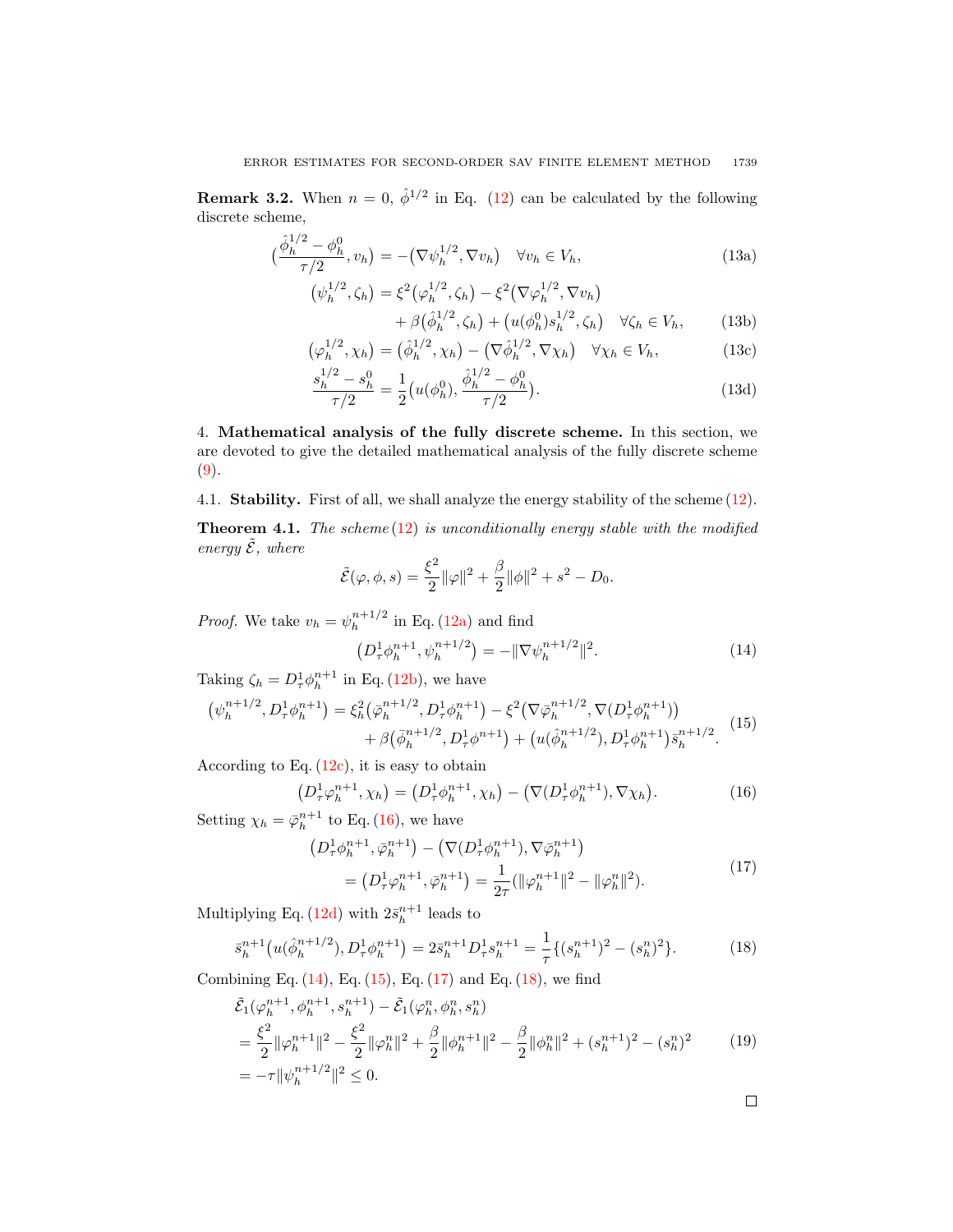**Remark 3.2.** When $n = 0$, $\hat{\phi}^{1/2}$ in Eq. (12) can be calculated by the following discrete scheme,

$$\Big(\frac{\hat{\phi}_h^{1/2} - \phi_h^0}{\tau/2}, v_h\Big) = -\big(\nabla \psi_h^{1/2}, \nabla v_h\big) \quad \forall v_h \in V_h, \tag{13a}$$

$$\begin{aligned}\big(\psi_h^{1/2}, \zeta_h\big) &= \xi^2\big(\varphi_h^{1/2}, \zeta_h\big) - \xi^2\big(\nabla \varphi_h^{1/2}, \nabla v_h\big) \\ &\quad + \beta\big(\hat{\phi}_h^{1/2}, \zeta_h\big) + \big(u(\phi_h^0) s_h^{1/2}, \zeta_h\big) \quad \forall \zeta_h \in V_h,\end{aligned} \tag{13b}$$

$$\big(\varphi_h^{1/2}, \chi_h\big) = \big(\hat{\phi}_h^{1/2}, \chi_h\big) - \big(\nabla \hat{\phi}_h^{1/2}, \nabla \chi_h\big) \quad \forall \chi_h \in V_h, \tag{13c}$$

$$\frac{s_h^{1/2} - s_h^0}{\tau/2} = \frac{1}{2}\Big(u(\phi_h^0), \frac{\hat{\phi}_h^{1/2} - \phi_h^0}{\tau/2}\Big). \tag{13d}$$

## 4. Mathematical analysis of the fully discrete scheme.

In this section, we are devoted to give the detailed mathematical analysis of the fully discrete scheme (9).

### 4.1. Stability.

First of all, we shall analyze the energy stability of the scheme (12).

**Theorem 4.1.** *The scheme (12) is unconditionally energy stable with the modified energy $\tilde{\mathcal{E}}$, where*

$$\tilde{\mathcal{E}}(\varphi, \phi, s) = \frac{\xi^2}{2}\|\varphi\|^2 + \frac{\beta}{2}\|\phi\|^2 + s^2 - D_0.$$

*Proof.* We take $v_h = \psi_h^{n+1/2}$ in Eq. (12a) and find

$$\big(D_\tau^1 \phi_h^{n+1}, \psi_h^{n+1/2}\big) = -\|\nabla \psi_h^{n+1/2}\|^2. \tag{14}$$

Taking $\zeta_h = D_\tau^1 \phi_h^{n+1}$ in Eq. (12b), we have

$$\begin{aligned}\big(\psi_h^{n+1/2}, D_\tau^1 \phi_h^{n+1}\big) &= \xi_h^2\big(\bar{\varphi}_h^{n+1/2}, D_\tau^1 \phi_h^{n+1}\big) - \xi^2\big(\nabla \bar{\varphi}_h^{n+1/2}, \nabla(D_\tau^1 \phi_h^{n+1})\big) \\ &\quad + \beta\big(\bar{\phi}_h^{n+1/2}, D_\tau^1 \phi^{n+1}\big) + \big(u(\hat{\phi}_h^{n+1/2}), D_\tau^1 \phi_h^{n+1}\big)\bar{s}_h^{n+1/2}.\end{aligned} \tag{15}$$

According to Eq. (12c), it is easy to obtain

$$\big(D_\tau^1 \varphi_h^{n+1}, \chi_h\big) = \big(D_\tau^1 \phi_h^{n+1}, \chi_h\big) - \big(\nabla(D_\tau^1 \phi_h^{n+1}), \nabla \chi_h\big). \tag{16}$$

Setting $\chi_h = \bar{\varphi}_h^{n+1}$ to Eq. (16), we have

$$\begin{aligned}&\big(D_\tau^1 \phi_h^{n+1}, \bar{\varphi}_h^{n+1}\big) - \big(\nabla(D_\tau^1 \phi_h^{n+1}), \nabla \bar{\varphi}_h^{n+1}\big) \\ &\quad = \big(D_\tau^1 \varphi_h^{n+1}, \bar{\varphi}_h^{n+1}\big) = \frac{1}{2\tau}(\|\varphi_h^{n+1}\|^2 - \|\varphi_h^n\|^2).\end{aligned} \tag{17}$$

Multiplying Eq. (12d) with $2\bar{s}_h^{n+1}$ leads to

$$\bar{s}_h^{n+1}\big(u(\hat{\phi}_h^{n+1/2}), D_\tau^1 \phi_h^{n+1}\big) = 2\bar{s}_h^{n+1} D_\tau^1 s_h^{n+1} = \frac{1}{\tau}\{(s_h^{n+1})^2 - (s_h^n)^2\}. \tag{18}$$

Combining Eq. (14), Eq. (15), Eq. (17) and Eq. (18), we find

$$\begin{aligned}&\tilde{\mathcal{E}}_1(\varphi_h^{n+1}, \phi_h^{n+1}, s_h^{n+1}) - \tilde{\mathcal{E}}_1(\varphi_h^n, \phi_h^n, s_h^n) \\ &= \frac{\xi^2}{2}\|\varphi_h^{n+1}\|^2 - \frac{\xi^2}{2}\|\varphi_h^n\|^2 + \frac{\beta}{2}\|\phi_h^{n+1}\|^2 - \frac{\beta}{2}\|\phi_h^n\|^2 + (s_h^{n+1})^2 - (s_h^n)^2 \\ &= -\tau\|\psi_h^{n+1/2}\|^2 \leq 0.\end{aligned} \tag{19}$$

□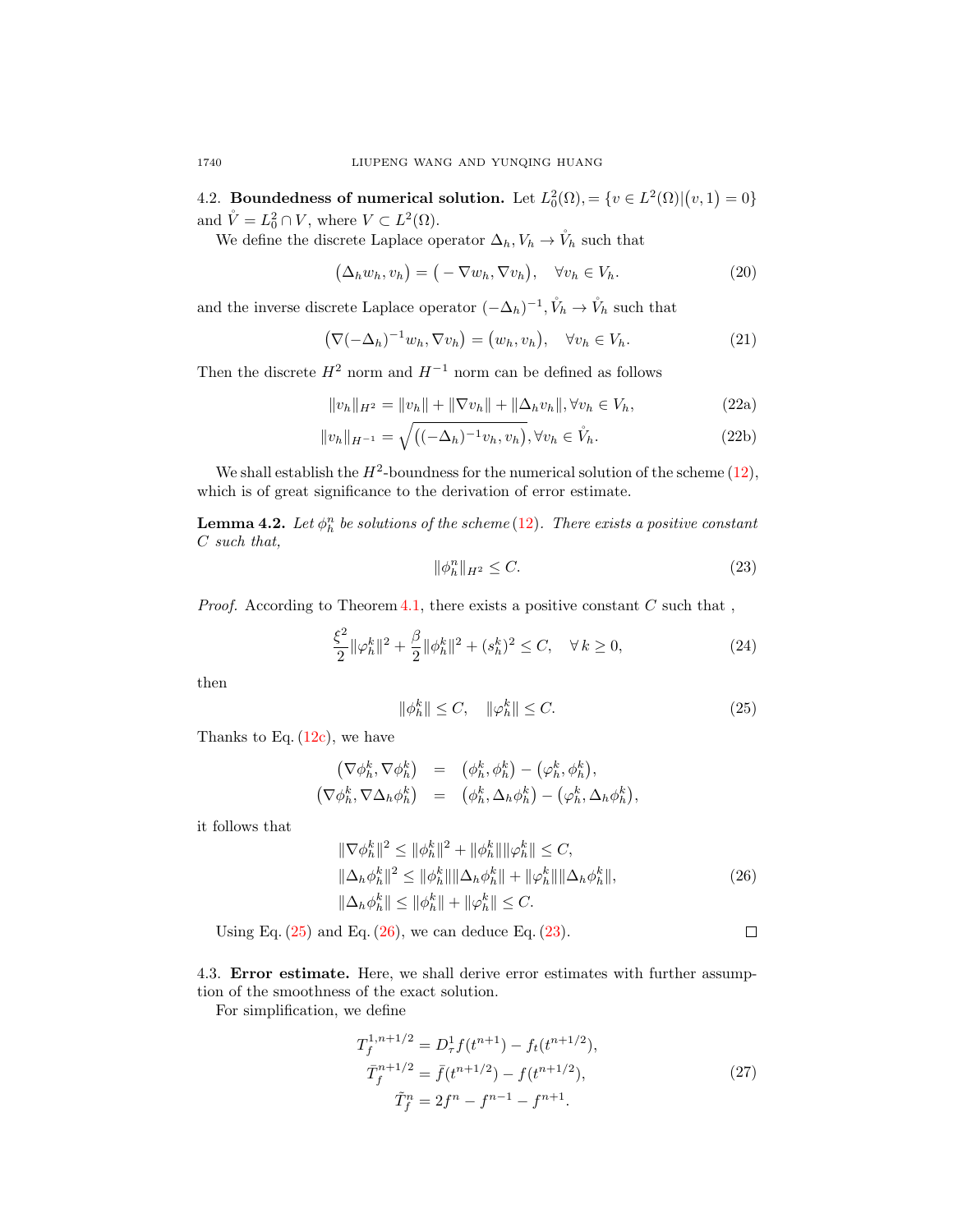4.2. **Boundedness of numerical solution.** Let $L_0^2(\Omega), = \{v \in L^2(\Omega) | (v, 1) = 0\}$ and $\mathring{V} = L_0^2 \cap V$, where $V \subset L^2(\Omega)$.

We define the discrete Laplace operator $\Delta_h, V_h \to \mathring{V}_h$ such that

$$\big(\Delta_h w_h, v_h\big) = \big(-\nabla w_h, \nabla v_h\big), \quad \forall v_h \in V_h. \tag{20}$$

and the inverse discrete Laplace operator $(-\Delta_h)^{-1}, \mathring{V}_h \to \mathring{V}_h$ such that

$$\big(\nabla(-\Delta_h)^{-1} w_h, \nabla v_h\big) = \big(w_h, v_h\big), \quad \forall v_h \in V_h. \tag{21}$$

Then the discrete $H^2$ norm and $H^{-1}$ norm can be defined as follows

$$\|v_h\|_{H^2} = \|v_h\| + \|\nabla v_h\| + \|\Delta_h v_h\|, \forall v_h \in V_h, \tag{22a}$$

$$\|v_h\|_{H^{-1}} = \sqrt{\big((-\Delta_h)^{-1} v_h, v_h\big)}, \forall v_h \in \mathring{V}_h. \tag{22b}$$

We shall establish the $H^2$-boundness for the numerical solution of the scheme (12), which is of great significance to the derivation of error estimate.

**Lemma 4.2.** *Let $\phi_h^n$ be solutions of the scheme (12). There exists a positive constant $C$ such that,*

$$\|\phi_h^n\|_{H^2} \le C. \tag{23}$$

*Proof.* According to Theorem 4.1, there exists a positive constant $C$ such that ,

$$\frac{\xi^2}{2}\|\varphi_h^k\|^2 + \frac{\beta}{2}\|\phi_h^k\|^2 + (s_h^k)^2 \le C, \quad \forall\, k \ge 0, \tag{24}$$

then

$$\|\phi_h^k\| \le C, \quad \|\varphi_h^k\| \le C. \tag{25}$$

Thanks to Eq. (12c), we have

$$\begin{aligned} \big(\nabla \phi_h^k, \nabla \phi_h^k\big) &= \big(\phi_h^k, \phi_h^k\big) - \big(\varphi_h^k, \phi_h^k\big), \\ \big(\nabla \phi_h^k, \nabla \Delta_h \phi_h^k\big) &= \big(\phi_h^k, \Delta_h \phi_h^k\big) - \big(\varphi_h^k, \Delta_h \phi_h^k\big), \end{aligned}$$

it follows that

$$\begin{aligned} &\|\nabla \phi_h^k\|^2 \le \|\phi_h^k\|^2 + \|\phi_h^k\|\|\varphi_h^k\| \le C, \\ &\|\Delta_h \phi_h^k\|^2 \le \|\phi_h^k\|\|\Delta_h \phi_h^k\| + \|\varphi_h^k\|\|\Delta_h \phi_h^k\|, \\ &\|\Delta_h \phi_h^k\| \le \|\phi_h^k\| + \|\varphi_h^k\| \le C. \end{aligned} \tag{26}$$

Using Eq. (25) and Eq. (26), we can deduce Eq. (23). □

4.3. **Error estimate.** Here, we shall derive error estimates with further assumption of the smoothness of the exact solution.

For simplification, we define

$$\begin{aligned} T_f^{1,n+1/2} &= D_\tau^1 f(t^{n+1}) - f_t(t^{n+1/2}), \\ \bar{T}_f^{n+1/2} &= \bar{f}(t^{n+1/2}) - f(t^{n+1/2}), \\ \tilde{T}_f^n &= 2f^n - f^{n-1} - f^{n+1}. \end{aligned} \tag{27}$$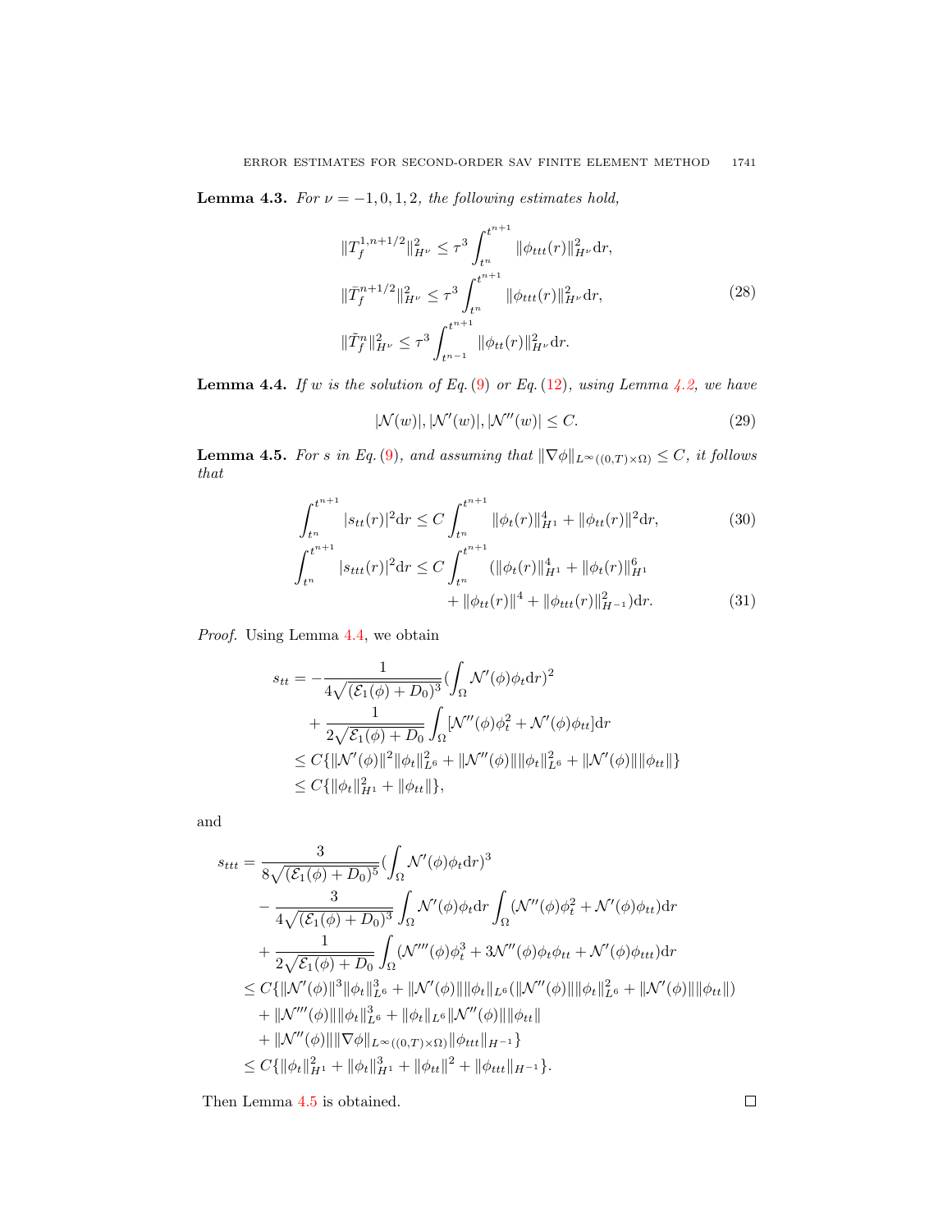**Lemma 4.3.** *For $\nu = -1, 0, 1, 2$, the following estimates hold,*

$$
\begin{aligned}
\|T_f^{1,n+1/2}\|_{H^\nu}^2 &\le \tau^3 \int_{t^n}^{t^{n+1}} \|\phi_{ttt}(r)\|_{H^\nu}^2 \mathrm{d}r, \\
\|\bar{T}_f^{n+1/2}\|_{H^\nu}^2 &\le \tau^3 \int_{t^n}^{t^{n+1}} \|\phi_{ttt}(r)\|_{H^\nu}^2 \mathrm{d}r, \\
\|\tilde{T}_f^{n}\|_{H^\nu}^2 &\le \tau^3 \int_{t^{n-1}}^{t^{n+1}} \|\phi_{tt}(r)\|_{H^\nu}^2 \mathrm{d}r.
\end{aligned}
\tag{28}
$$

**Lemma 4.4.** *If $w$ is the solution of Eq. (9) or Eq. (12), using Lemma 4.2, we have*

$$
|\mathcal{N}(w)|, |\mathcal{N}'(w)|, |\mathcal{N}''(w)| \le C. \tag{29}
$$

**Lemma 4.5.** *For $s$ in Eq. (9), and assuming that $\|\nabla\phi\|_{L^\infty((0,T)\times\Omega)} \le C$, it follows that*

$$
\int_{t^n}^{t^{n+1}} |s_{tt}(r)|^2 \mathrm{d}r \le C \int_{t^n}^{t^{n+1}} \|\phi_t(r)\|_{H^1}^4 + \|\phi_{tt}(r)\|^2 \mathrm{d}r, \tag{30}
$$

$$
\begin{aligned}
\int_{t^n}^{t^{n+1}} |s_{ttt}(r)|^2 \mathrm{d}r \le C \int_{t^n}^{t^{n+1}} &(\|\phi_t(r)\|_{H^1}^4 + \|\phi_t(r)\|_{H^1}^6 \\
&+ \|\phi_{tt}(r)\|^4 + \|\phi_{ttt}(r)\|_{H^{-1}}^2) \mathrm{d}r.
\end{aligned}
\tag{31}
$$

*Proof.* Using Lemma 4.4, we obtain

$$
\begin{aligned}
s_{tt} &= -\frac{1}{4\sqrt{(\mathcal{E}_1(\phi) + D_0)^3}} (\int_\Omega \mathcal{N}'(\phi)\phi_t \mathrm{d}r)^2 \\
&\quad + \frac{1}{2\sqrt{\mathcal{E}_1(\phi) + D_0}} \int_\Omega [\mathcal{N}''(\phi)\phi_t^2 + \mathcal{N}'(\phi)\phi_{tt}] \mathrm{d}r \\
&\le C\{\|\mathcal{N}'(\phi)\|^2 \|\phi_t\|_{L^6}^2 + \|\mathcal{N}''(\phi)\| \|\phi_t\|_{L^6}^2 + \|\mathcal{N}'(\phi)\| \|\phi_{tt}\|\} \\
&\le C\{\|\phi_t\|_{H^1}^2 + \|\phi_{tt}\|\},
\end{aligned}
$$

and

$$
\begin{aligned}
s_{ttt} &= \frac{3}{8\sqrt{(\mathcal{E}_1(\phi) + D_0)^5}} (\int_\Omega \mathcal{N}'(\phi)\phi_t \mathrm{d}r)^3 \\
&\quad - \frac{3}{4\sqrt{(\mathcal{E}_1(\phi) + D_0)^3}} \int_\Omega \mathcal{N}'(\phi)\phi_t \mathrm{d}r \int_\Omega (\mathcal{N}''(\phi)\phi_t^2 + \mathcal{N}'(\phi)\phi_{tt}) \mathrm{d}r \\
&\quad + \frac{1}{2\sqrt{\mathcal{E}_1(\phi) + D_0}} \int_\Omega (\mathcal{N}'''(\phi)\phi_t^3 + 3\mathcal{N}''(\phi)\phi_t\phi_{tt} + \mathcal{N}'(\phi)\phi_{ttt}) \mathrm{d}r \\
&\le C\{\|\mathcal{N}'(\phi)\|^3 \|\phi_t\|_{L^6}^3 + \|\mathcal{N}'(\phi)\| \|\phi_t\|_{L^6} (\|\mathcal{N}''(\phi)\| \|\phi_t\|_{L^6}^2 + \|\mathcal{N}'(\phi)\| \|\phi_{tt}\|) \\
&\quad + \|\mathcal{N}'''(\phi)\| \|\phi_t\|_{L^6}^3 + \|\phi_t\|_{L^6} \|\mathcal{N}''(\phi)\| \|\phi_{tt}\| \\
&\quad + \|\mathcal{N}''(\phi)\| \|\nabla\phi\|_{L^\infty((0,T)\times\Omega)} \|\phi_{ttt}\|_{H^{-1}}\} \\
&\le C\{\|\phi_t\|_{H^1}^2 + \|\phi_t\|_{H^1}^3 + \|\phi_{tt}\|^2 + \|\phi_{ttt}\|_{H^{-1}}\}.
\end{aligned}
$$

Then Lemma 4.5 is obtained. ∎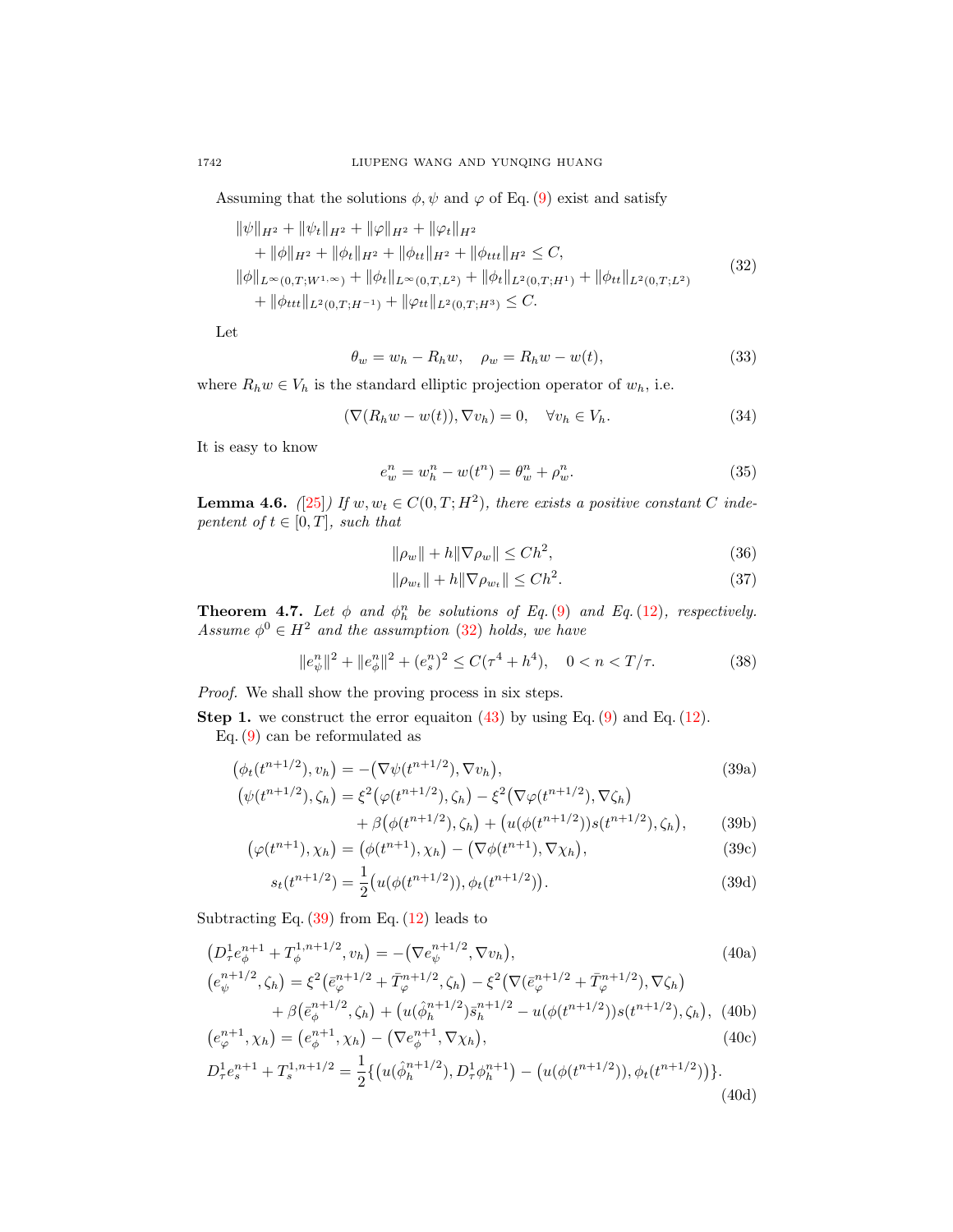Assuming that the solutions $\phi, \psi$ and $\varphi$ of Eq. (9) exist and satisfy

$$
\begin{aligned}
&\|\psi\|_{H^2} + \|\psi_t\|_{H^2} + \|\varphi\|_{H^2} + \|\varphi_t\|_{H^2} \\
&\quad + \|\phi\|_{H^2} + \|\phi_t\|_{H^2} + \|\phi_{tt}\|_{H^2} + \|\phi_{ttt}\|_{H^2} \le C, \\
&\|\phi\|_{L^\infty(0,T;W^{1,\infty})} + \|\phi_t\|_{L^\infty(0,T,L^2)} + \|\phi_t\|_{L^2(0,T;H^1)} + \|\phi_{tt}\|_{L^2(0,T;L^2)} \\
&\quad + \|\phi_{ttt}\|_{L^2(0,T;H^{-1})} + \|\varphi_{tt}\|_{L^2(0,T;H^3)} \le C.
\end{aligned} \tag{32}
$$

Let

$$
\theta_w = w_h - R_h w, \quad \rho_w = R_h w - w(t), \tag{33}
$$

where $R_h w \in V_h$ is the standard elliptic projection operator of $w_h$, i.e.

$$
(\nabla(R_h w - w(t)), \nabla v_h) = 0, \quad \forall v_h \in V_h. \tag{34}
$$

It is easy to know

$$
e_w^n = w_h^n - w(t^n) = \theta_w^n + \rho_w^n. \tag{35}
$$

**Lemma 4.6.** *([25]) If $w, w_t \in C(0,T;H^2)$, there exists a positive constant $C$ indepentent of $t \in [0,T]$, such that*

$$
\|\rho_w\| + h\|\nabla \rho_w\| \le Ch^2, \tag{36}
$$

$$
\|\rho_{w_t}\| + h\|\nabla \rho_{w_t}\| \le Ch^2. \tag{37}
$$

**Theorem 4.7.** *Let $\phi$ and $\phi_h^n$ be solutions of Eq. (9) and Eq. (12), respectively. Assume $\phi^0 \in H^2$ and the assumption (32) holds, we have*

$$
\|e_\psi^n\|^2 + \|e_\phi^n\|^2 + (e_s^n)^2 \le C(\tau^4 + h^4), \quad 0 < n < T/\tau. \tag{38}
$$

*Proof.* We shall show the proving process in six steps.

**Step 1.** we construct the error equaiton (43) by using Eq. (9) and Eq. (12).

Eq. (9) can be reformulated as

$$
\begin{aligned}
\big(\phi_t(t^{n+1/2}), v_h\big) &= -\big(\nabla\psi(t^{n+1/2}), \nabla v_h\big), && \text{(39a)}\\
\big(\psi(t^{n+1/2}), \zeta_h\big) &= \xi^2\big(\varphi(t^{n+1/2}), \zeta_h\big) - \xi^2\big(\nabla\varphi(t^{n+1/2}), \nabla\zeta_h\big) \\
&\quad + \beta\big(\phi(t^{n+1/2}), \zeta_h\big) + \big(u(\phi(t^{n+1/2}))s(t^{n+1/2}), \zeta_h\big), && \text{(39b)}\\
\big(\varphi(t^{n+1}), \chi_h\big) &= \big(\phi(t^{n+1}), \chi_h\big) - \big(\nabla\phi(t^{n+1}), \nabla\chi_h\big), && \text{(39c)}\\
s_t(t^{n+1/2}) &= \frac{1}{2}\big(u(\phi(t^{n+1/2})), \phi_t(t^{n+1/2})\big). && \text{(39d)}
\end{aligned}
$$

Subtracting Eq. (39) from Eq. (12) leads to

$$
\begin{aligned}
&\big(D_\tau^1 e_\phi^{n+1} + T_\phi^{1,n+1/2}, v_h\big) = -\big(\nabla e_\psi^{n+1/2}, \nabla v_h\big), && \text{(40a)}\\
&\big(e_\psi^{n+1/2}, \zeta_h\big) = \xi^2\big(\bar{e}_\varphi^{n+1/2} + \bar{T}_\varphi^{n+1/2}, \zeta_h\big) - \xi^2\big(\nabla(\bar{e}_\varphi^{n+1/2} + \bar{T}_\varphi^{n+1/2}), \nabla\zeta_h\big) \\
&\qquad + \beta\big(\bar{e}_\phi^{n+1/2}, \zeta_h\big) + \big(u(\hat{\phi}_h^{n+1/2})\bar{s}_h^{n+1/2} - u(\phi(t^{n+1/2}))s(t^{n+1/2}), \zeta_h\big), && \text{(40b)}\\
&\big(e_\varphi^{n+1}, \chi_h\big) = \big(e_\phi^{n+1}, \chi_h\big) - \big(\nabla e_\phi^{n+1}, \nabla\chi_h\big), && \text{(40c)}\\
&D_\tau^1 e_s^{n+1} + T_s^{1,n+1/2} = \frac{1}{2}\big\{\big(u(\hat{\phi}_h^{n+1/2}), D_\tau^1\phi_h^{n+1}\big) - \big(u(\phi(t^{n+1/2})), \phi_t(t^{n+1/2})\big)\big\}. && \text{(40d)}
\end{aligned}
$$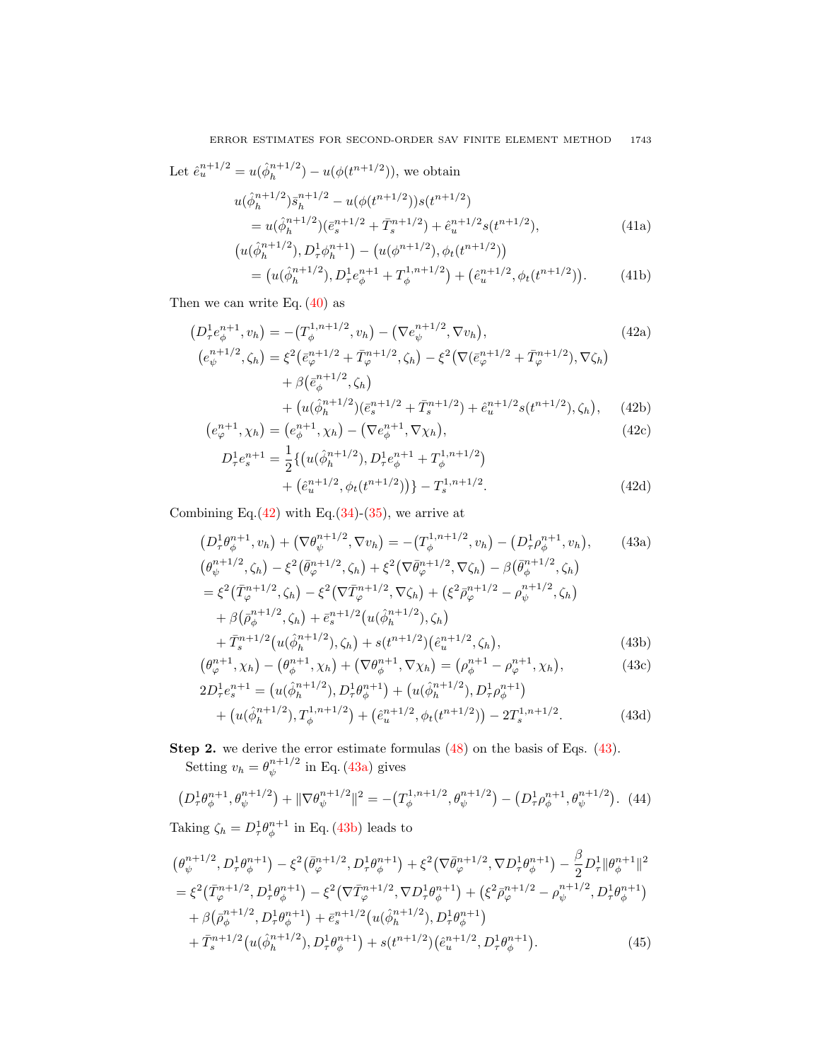Let $\hat{e}_u^{n+1/2} = u(\hat{\phi}_h^{n+1/2}) - u(\phi(t^{n+1/2}))$, we obtain

$$
\begin{aligned}
&u(\hat{\phi}_h^{n+1/2})\bar{s}_h^{n+1/2} - u(\phi(t^{n+1/2}))s(t^{n+1/2}) \\
&\quad = u(\hat{\phi}_h^{n+1/2})(\bar{e}_s^{n+1/2} + \bar{T}_s^{n+1/2}) + \hat{e}_u^{n+1/2} s(t^{n+1/2}),
\end{aligned} \tag{41a}
$$

$$
\begin{aligned}
&\big(u(\hat{\phi}_h^{n+1/2}), D_\tau^1 \phi_h^{n+1}\big) - \big(u(\phi^{n+1/2}), \phi_t(t^{n+1/2})\big) \\
&\quad = \big(u(\hat{\phi}_h^{n+1/2}), D_\tau^1 e_\phi^{n+1} + T_\phi^{1,n+1/2}\big) + \big(\hat{e}_u^{n+1/2}, \phi_t(t^{n+1/2})\big).
\end{aligned} \tag{41b}
$$

Then we can write Eq. (40) as

$$
\big(D_\tau^1 e_\phi^{n+1}, v_h\big) = -\big(T_\phi^{1,n+1/2}, v_h\big) - \big(\nabla e_\psi^{n+1/2}, \nabla v_h\big), \tag{42a}
$$

$$
\begin{aligned}
\big(e_\psi^{n+1/2}, \zeta_h\big) &= \xi^2\big(\bar{e}_\varphi^{n+1/2} + \bar{T}_\varphi^{n+1/2}, \zeta_h\big) - \xi^2\big(\nabla(\bar{e}_\varphi^{n+1/2} + \bar{T}_\varphi^{n+1/2}), \nabla\zeta_h\big) \\
&\quad + \beta\big(\bar{e}_\phi^{n+1/2}, \zeta_h\big) \\
&\quad + \big(u(\hat{\phi}_h^{n+1/2})(\bar{e}_s^{n+1/2} + \bar{T}_s^{n+1/2}) + \hat{e}_u^{n+1/2} s(t^{n+1/2}), \zeta_h\big),
\end{aligned} \tag{42b}
$$

$$
\big(e_\varphi^{n+1}, \chi_h\big) = \big(e_\phi^{n+1}, \chi_h\big) - \big(\nabla e_\phi^{n+1}, \nabla\chi_h\big), \tag{42c}
$$

$$
\begin{aligned}
D_\tau^1 e_s^{n+1} &= \frac{1}{2}\big\{\big(u(\hat{\phi}_h^{n+1/2}), D_\tau^1 e_\phi^{n+1} + T_\phi^{1,n+1/2}\big) \\
&\quad + \big(\hat{e}_u^{n+1/2}, \phi_t(t^{n+1/2})\big)\big\} - T_s^{1,n+1/2}.
\end{aligned} \tag{42d}
$$

Combining Eq.(42) with Eq.(34)-(35), we arrive at

$$
\big(D_\tau^1 \theta_\phi^{n+1}, v_h\big) + \big(\nabla\theta_\psi^{n+1/2}, \nabla v_h\big) = -\big(T_\phi^{1,n+1/2}, v_h\big) - \big(D_\tau^1 \rho_\phi^{n+1}, v_h\big), \tag{43a}
$$

$$
\begin{aligned}
&\big(\theta_\psi^{n+1/2}, \zeta_h\big) - \xi^2\big(\bar{\theta}_\varphi^{n+1/2}, \zeta_h\big) + \xi^2\big(\nabla\bar{\theta}_\varphi^{n+1/2}, \nabla\zeta_h\big) - \beta\big(\bar{\theta}_\phi^{n+1/2}, \zeta_h\big) \\
&= \xi^2\big(\bar{T}_\varphi^{n+1/2}, \zeta_h\big) - \xi^2\big(\nabla\bar{T}_\varphi^{n+1/2}, \nabla\zeta_h\big) + \big(\xi^2\bar{\rho}_\varphi^{n+1/2} - \rho_\psi^{n+1/2}, \zeta_h\big) \\
&\quad + \beta\big(\bar{\rho}_\phi^{n+1/2}, \zeta_h\big) + \bar{e}_s^{n+1/2}\big(u(\hat{\phi}_h^{n+1/2}), \zeta_h\big) \\
&\quad + \bar{T}_s^{n+1/2}\big(u(\hat{\phi}_h^{n+1/2}), \zeta_h\big) + s(t^{n+1/2})\big(\hat{e}_u^{n+1/2}, \zeta_h\big),
\end{aligned} \tag{43b}
$$

$$
\big(\theta_\varphi^{n+1}, \chi_h\big) - \big(\theta_\phi^{n+1}, \chi_h\big) + \big(\nabla\theta_\phi^{n+1}, \nabla\chi_h\big) = \big(\rho_\phi^{n+1} - \rho_\varphi^{n+1}, \chi_h\big), \tag{43c}
$$

$$
\begin{aligned}
2D_\tau^1 e_s^{n+1} &= \big(u(\hat{\phi}_h^{n+1/2}), D_\tau^1 \theta_\phi^{n+1}\big) + \big(u(\hat{\phi}_h^{n+1/2}), D_\tau^1 \rho_\phi^{n+1}\big) \\
&\quad + \big(u(\hat{\phi}_h^{n+1/2}), T_\phi^{1,n+1/2}\big) + \big(\hat{e}_u^{n+1/2}, \phi_t(t^{n+1/2})\big) - 2T_s^{1,n+1/2}.
\end{aligned} \tag{43d}
$$

**Step 2.** we derive the error estimate formulas (48) on the basis of Eqs. (43).

Setting $v_h = \theta_\psi^{n+1/2}$ in Eq. (43a) gives

$$
\big(D_\tau^1 \theta_\phi^{n+1}, \theta_\psi^{n+1/2}\big) + \|\nabla\theta_\psi^{n+1/2}\|^2 = -\big(T_\phi^{1,n+1/2}, \theta_\psi^{n+1/2}\big) - \big(D_\tau^1 \rho_\phi^{n+1}, \theta_\psi^{n+1/2}\big). \tag{44}
$$

Taking $\zeta_h = D_\tau^1 \theta_\phi^{n+1}$ in Eq. (43b) leads to

$$
\begin{aligned}
&\big(\theta_\psi^{n+1/2}, D_\tau^1 \theta_\phi^{n+1}\big) - \xi^2\big(\bar{\theta}_\varphi^{n+1/2}, D_\tau^1 \theta_\phi^{n+1}\big) + \xi^2\big(\nabla\bar{\theta}_\varphi^{n+1/2}, \nabla D_\tau^1 \theta_\phi^{n+1}\big) - \frac{\beta}{2} D_\tau^1 \|\theta_\phi^{n+1}\|^2 \\
&= \xi^2\big(\bar{T}_\varphi^{n+1/2}, D_\tau^1 \theta_\phi^{n+1}\big) - \xi^2\big(\nabla\bar{T}_\varphi^{n+1/2}, \nabla D_\tau^1 \theta_\phi^{n+1}\big) + \big(\xi^2\bar{\rho}_\varphi^{n+1/2} - \rho_\psi^{n+1/2}, D_\tau^1 \theta_\phi^{n+1}\big) \\
&\quad + \beta\big(\bar{\rho}_\phi^{n+1/2}, D_\tau^1 \theta_\phi^{n+1}\big) + \bar{e}_s^{n+1/2}\big(u(\hat{\phi}_h^{n+1/2}), D_\tau^1 \theta_\phi^{n+1}\big) \\
&\quad + \bar{T}_s^{n+1/2}\big(u(\hat{\phi}_h^{n+1/2}), D_\tau^1 \theta_\phi^{n+1}\big) + s(t^{n+1/2})\big(\hat{e}_u^{n+1/2}, D_\tau^1 \theta_\phi^{n+1}\big).
\end{aligned} \tag{45}
$$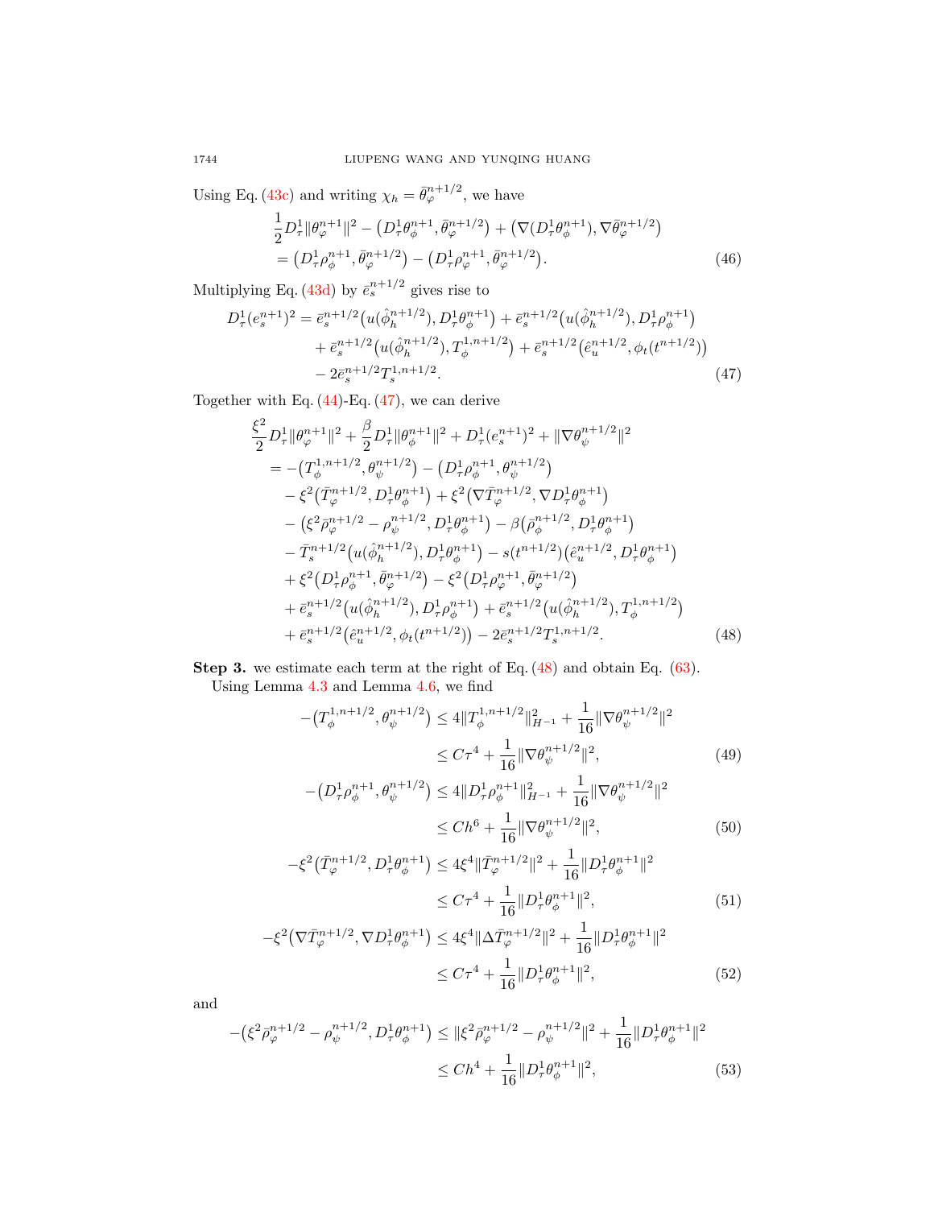Using Eq. (43c) and writing $\chi_h = \bar{\theta}_\varphi^{n+1/2}$, we have

$$
\begin{aligned}
&\frac{1}{2}D_\tau^1\|\theta_\varphi^{n+1}\|^2 - \big(D_\tau^1\theta_\phi^{n+1}, \bar{\theta}_\varphi^{n+1/2}\big) + \big(\nabla(D_\tau^1\theta_\phi^{n+1}), \nabla\bar{\theta}_\varphi^{n+1/2}\big) \\
&= \big(D_\tau^1\rho_\phi^{n+1}, \bar{\theta}_\varphi^{n+1/2}\big) - \big(D_\tau^1\rho_\varphi^{n+1}, \bar{\theta}_\varphi^{n+1/2}\big). \qquad (46)
\end{aligned}
$$

Multiplying Eq. (43d) by $\bar{e}_s^{n+1/2}$ gives rise to

$$
\begin{aligned}
D_\tau^1(e_s^{n+1})^2 &= \bar{e}_s^{n+1/2}\big(u(\hat{\phi}_h^{n+1/2}), D_\tau^1\theta_\phi^{n+1}\big) + \bar{e}_s^{n+1/2}\big(u(\hat{\phi}_h^{n+1/2}), D_\tau^1\rho_\phi^{n+1}\big) \\
&\quad + \bar{e}_s^{n+1/2}\big(u(\hat{\phi}_h^{n+1/2}), T_\phi^{1,n+1/2}\big) + \bar{e}_s^{n+1/2}\big(\hat{e}_u^{n+1/2}, \phi_t(t^{n+1/2})\big) \\
&\quad - 2\bar{e}_s^{n+1/2}T_s^{1,n+1/2}. \qquad (47)
\end{aligned}
$$

Together with Eq. (44)-Eq. (47), we can derive

$$
\begin{aligned}
&\frac{\xi^2}{2}D_\tau^1\|\theta_\varphi^{n+1}\|^2 + \frac{\beta}{2}D_\tau^1\|\theta_\phi^{n+1}\|^2 + D_\tau^1(e_s^{n+1})^2 + \|\nabla\theta_\psi^{n+1/2}\|^2 \\
&= -\big(T_\phi^{1,n+1/2}, \theta_\psi^{n+1/2}\big) - \big(D_\tau^1\rho_\phi^{n+1}, \theta_\psi^{n+1/2}\big) \\
&\quad - \xi^2\big(\bar{T}_\varphi^{n+1/2}, D_\tau^1\theta_\phi^{n+1}\big) + \xi^2\big(\nabla\bar{T}_\varphi^{n+1/2}, \nabla D_\tau^1\theta_\phi^{n+1}\big) \\
&\quad - \big(\xi^2\bar{\rho}_\varphi^{n+1/2} - \rho_\psi^{n+1/2}, D_\tau^1\theta_\phi^{n+1}\big) - \beta\big(\bar{\rho}_\phi^{n+1/2}, D_\tau^1\theta_\phi^{n+1}\big) \\
&\quad - \bar{T}_s^{n+1/2}\big(u(\hat{\phi}_h^{n+1/2}), D_\tau^1\theta_\phi^{n+1}\big) - s(t^{n+1/2})\big(\hat{e}_u^{n+1/2}, D_\tau^1\theta_\phi^{n+1}\big) \\
&\quad + \xi^2\big(D_\tau^1\rho_\phi^{n+1}, \bar{\theta}_\varphi^{n+1/2}\big) - \xi^2\big(D_\tau^1\rho_\varphi^{n+1}, \bar{\theta}_\varphi^{n+1/2}\big) \\
&\quad + \bar{e}_s^{n+1/2}\big(u(\hat{\phi}_h^{n+1/2}), D_\tau^1\rho_\phi^{n+1}\big) + \bar{e}_s^{n+1/2}\big(u(\hat{\phi}_h^{n+1/2}), T_\phi^{1,n+1/2}\big) \\
&\quad + \bar{e}_s^{n+1/2}\big(\hat{e}_u^{n+1/2}, \phi_t(t^{n+1/2})\big) - 2\bar{e}_s^{n+1/2}T_s^{1,n+1/2}. \qquad (48)
\end{aligned}
$$

**Step 3.** we estimate each term at the right of Eq. (48) and obtain Eq. (63).

Using Lemma 4.3 and Lemma 4.6, we find

$$
\begin{aligned}
-\big(T_\phi^{1,n+1/2}, \theta_\psi^{n+1/2}\big) &\le 4\|T_\phi^{1,n+1/2}\|_{H^{-1}}^2 + \frac{1}{16}\|\nabla\theta_\psi^{n+1/2}\|^2 \\
&\le C\tau^4 + \frac{1}{16}\|\nabla\theta_\psi^{n+1/2}\|^2, \qquad (49)
\end{aligned}
$$

$$
\begin{aligned}
-\big(D_\tau^1\rho_\phi^{n+1}, \theta_\psi^{n+1/2}\big) &\le 4\|D_\tau^1\rho_\phi^{n+1}\|_{H^{-1}}^2 + \frac{1}{16}\|\nabla\theta_\psi^{n+1/2}\|^2 \\
&\le Ch^6 + \frac{1}{16}\|\nabla\theta_\psi^{n+1/2}\|^2, \qquad (50)
\end{aligned}
$$

$$
\begin{aligned}
-\xi^2\big(\bar{T}_\varphi^{n+1/2}, D_\tau^1\theta_\phi^{n+1}\big) &\le 4\xi^4\|\bar{T}_\varphi^{n+1/2}\|^2 + \frac{1}{16}\|D_\tau^1\theta_\phi^{n+1}\|^2 \\
&\le C\tau^4 + \frac{1}{16}\|D_\tau^1\theta_\phi^{n+1}\|^2, \qquad (51)
\end{aligned}
$$

$$
\begin{aligned}
-\xi^2\big(\nabla\bar{T}_\varphi^{n+1/2}, \nabla D_\tau^1\theta_\phi^{n+1}\big) &\le 4\xi^4\|\Delta\bar{T}_\varphi^{n+1/2}\|^2 + \frac{1}{16}\|D_\tau^1\theta_\phi^{n+1}\|^2 \\
&\le C\tau^4 + \frac{1}{16}\|D_\tau^1\theta_\phi^{n+1}\|^2, \qquad (52)
\end{aligned}
$$

and

$$
\begin{aligned}
-\big(\xi^2\bar{\rho}_\varphi^{n+1/2} - \rho_\psi^{n+1/2}, D_\tau^1\theta_\phi^{n+1}\big) &\le \|\xi^2\bar{\rho}_\varphi^{n+1/2} - \rho_\psi^{n+1/2}\|^2 + \frac{1}{16}\|D_\tau^1\theta_\phi^{n+1}\|^2 \\
&\le Ch^4 + \frac{1}{16}\|D_\tau^1\theta_\phi^{n+1}\|^2, \qquad (53)
\end{aligned}
$$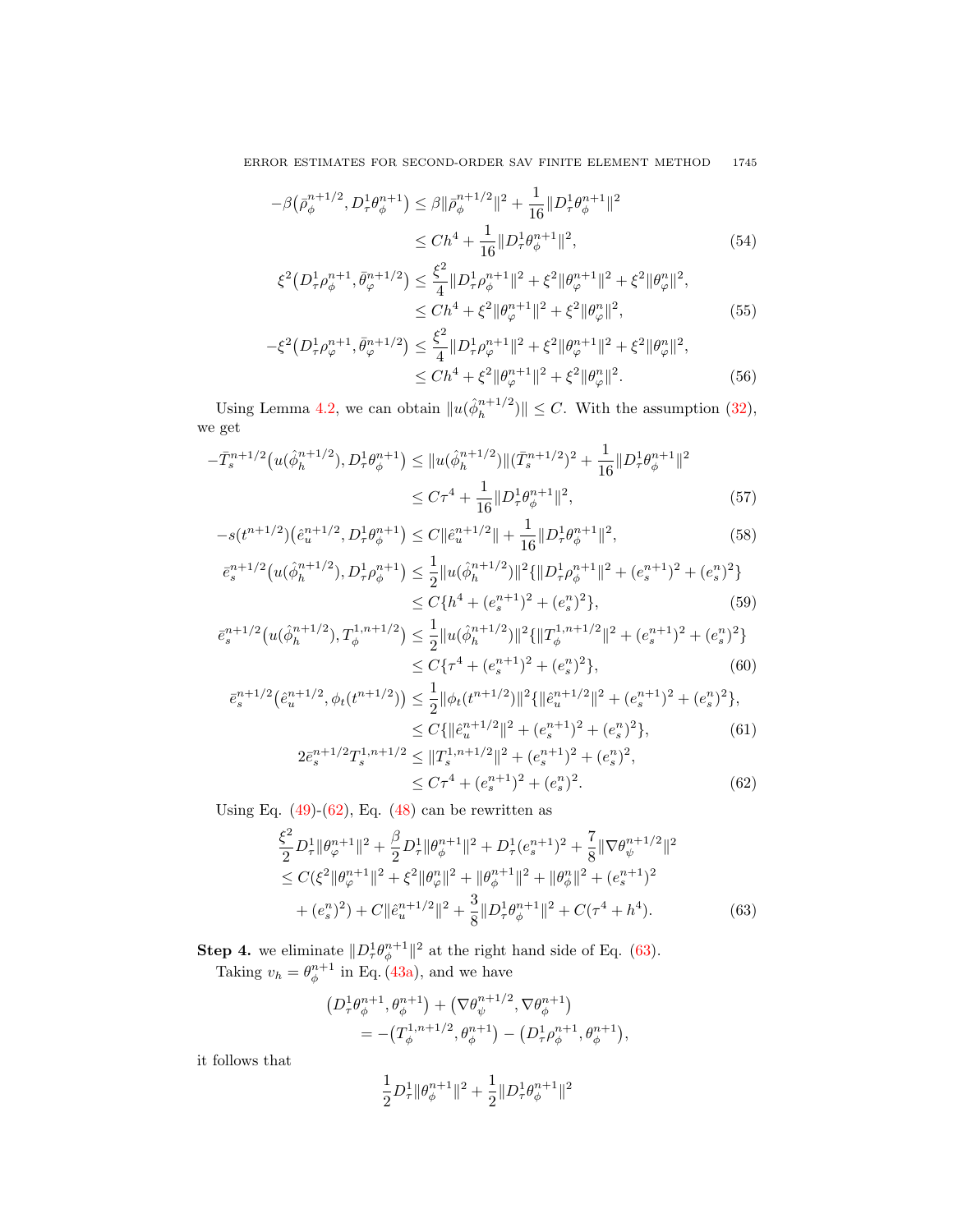$$
\begin{aligned}
-\beta\big(\bar{\rho}_\phi^{n+1/2}, D_\tau^1\theta_\phi^{n+1}\big) &\le \beta\|\bar{\rho}_\phi^{n+1/2}\|^2 + \frac{1}{16}\|D_\tau^1\theta_\phi^{n+1}\|^2 \\
&\le Ch^4 + \frac{1}{16}\|D_\tau^1\theta_\phi^{n+1}\|^2, \qquad (54)
\end{aligned}
$$

$$
\begin{aligned}
\xi^2\big(D_\tau^1\rho_\phi^{n+1}, \bar{\theta}_\varphi^{n+1/2}\big) &\le \frac{\xi^2}{4}\|D_\tau^1\rho_\phi^{n+1}\|^2 + \xi^2\|\theta_\varphi^{n+1}\|^2 + \xi^2\|\theta_\varphi^n\|^2, \\
&\le Ch^4 + \xi^2\|\theta_\varphi^{n+1}\|^2 + \xi^2\|\theta_\varphi^n\|^2, \qquad (55)
\end{aligned}
$$

$$
\begin{aligned}
-\xi^2\big(D_\tau^1\rho_\varphi^{n+1}, \bar{\theta}_\varphi^{n+1/2}\big) &\le \frac{\xi^2}{4}\|D_\tau^1\rho_\varphi^{n+1}\|^2 + \xi^2\|\theta_\varphi^{n+1}\|^2 + \xi^2\|\theta_\varphi^n\|^2, \\
&\le Ch^4 + \xi^2\|\theta_\varphi^{n+1}\|^2 + \xi^2\|\theta_\varphi^n\|^2. \qquad (56)
\end{aligned}
$$

Using Lemma 4.2, we can obtain $\|u(\hat{\phi}_h^{n+1/2})\| \le C$. With the assumption (32), we get

$$
\begin{aligned}
-\bar{T}_s^{n+1/2}\big(u(\hat{\phi}_h^{n+1/2}), D_\tau^1\theta_\phi^{n+1}\big) &\le \|u(\hat{\phi}_h^{n+1/2})\|(\bar{T}_s^{n+1/2})^2 + \frac{1}{16}\|D_\tau^1\theta_\phi^{n+1}\|^2 \\
&\le C\tau^4 + \frac{1}{16}\|D_\tau^1\theta_\phi^{n+1}\|^2, \qquad (57)
\end{aligned}
$$

$$
-s(t^{n+1/2})\big(\hat{e}_u^{n+1/2}, D_\tau^1\theta_\phi^{n+1}\big) \le C\|\hat{e}_u^{n+1/2}\| + \frac{1}{16}\|D_\tau^1\theta_\phi^{n+1}\|^2, \qquad (58)
$$

$$
\begin{aligned}
\bar{e}_s^{n+1/2}\big(u(\hat{\phi}_h^{n+1/2}), D_\tau^1\rho_\phi^{n+1}\big) &\le \frac{1}{2}\|u(\hat{\phi}_h^{n+1/2})\|^2\{\|D_\tau^1\rho_\phi^{n+1}\|^2 + (e_s^{n+1})^2 + (e_s^n)^2\} \\
&\le C\{h^4 + (e_s^{n+1})^2 + (e_s^n)^2\}, \qquad (59)
\end{aligned}
$$

$$
\begin{aligned}
\bar{e}_s^{n+1/2}\big(u(\hat{\phi}_h^{n+1/2}), T_\phi^{1,n+1/2}\big) &\le \frac{1}{2}\|u(\hat{\phi}_h^{n+1/2})\|^2\{\|T_\phi^{1,n+1/2}\|^2 + (e_s^{n+1})^2 + (e_s^n)^2\} \\
&\le C\{\tau^4 + (e_s^{n+1})^2 + (e_s^n)^2\}, \qquad (60)
\end{aligned}
$$

$$
\begin{aligned}
\bar{e}_s^{n+1/2}\big(\hat{e}_u^{n+1/2}, \phi_t(t^{n+1/2})\big) &\le \frac{1}{2}\|\phi_t(t^{n+1/2})\|^2\{\|\hat{e}_u^{n+1/2}\|^2 + (e_s^{n+1})^2 + (e_s^n)^2\}, \\
&\le C\{\|\hat{e}_u^{n+1/2}\|^2 + (e_s^{n+1})^2 + (e_s^n)^2\}, \qquad (61)
\end{aligned}
$$

$$
\begin{aligned}
2\bar{e}_s^{n+1/2}T_s^{1,n+1/2} &\le \|T_s^{1,n+1/2}\|^2 + (e_s^{n+1})^2 + (e_s^n)^2, \\
&\le C\tau^4 + (e_s^{n+1})^2 + (e_s^n)^2. \qquad (62)
\end{aligned}
$$

Using Eq. (49)-(62), Eq. (48) can be rewritten as

$$
\begin{aligned}
&\frac{\xi^2}{2}D_\tau^1\|\theta_\varphi^{n+1}\|^2 + \frac{\beta}{2}D_\tau^1\|\theta_\phi^{n+1}\|^2 + D_\tau^1(e_s^{n+1})^2 + \frac{7}{8}\|\nabla\theta_\psi^{n+1/2}\|^2 \\
&\le C(\xi^2\|\theta_\varphi^{n+1}\|^2 + \xi^2\|\theta_\varphi^n\|^2 + \|\theta_\phi^{n+1}\|^2 + \|\theta_\phi^n\|^2 + (e_s^{n+1})^2 \\
&\quad + (e_s^n)^2) + C\|\hat{e}_u^{n+1/2}\|^2 + \frac{3}{8}\|D_\tau^1\theta_\phi^{n+1}\|^2 + C(\tau^4 + h^4). \qquad (63)
\end{aligned}
$$

**Step 4.** we eliminate $\|D_\tau^1\theta_\phi^{n+1}\|^2$ at the right hand side of Eq. (63).

Taking $v_h = \theta_\phi^{n+1}$ in Eq. (43a), and we have

$$
\begin{aligned}
&\big(D_\tau^1\theta_\phi^{n+1}, \theta_\phi^{n+1}\big) + \big(\nabla\theta_\psi^{n+1/2}, \nabla\theta_\phi^{n+1}\big) \\
&= -\big(T_\phi^{1,n+1/2}, \theta_\phi^{n+1}\big) - \big(D_\tau^1\rho_\phi^{n+1}, \theta_\phi^{n+1}\big),
\end{aligned}
$$

it follows that

$$
\frac{1}{2}D_\tau^1\|\theta_\phi^{n+1}\|^2 + \frac{1}{2}\|D_\tau^1\theta_\phi^{n+1}\|^2
$$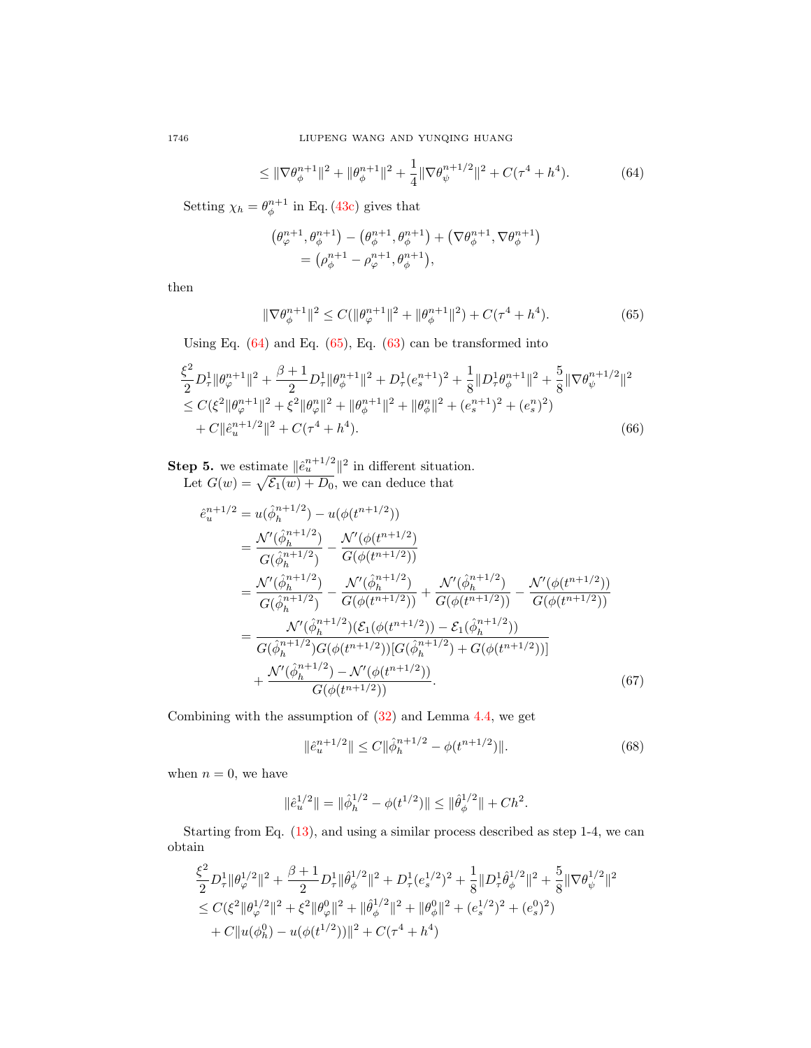$$
\leq \|\nabla\theta_\phi^{n+1}\|^2 + \|\theta_\phi^{n+1}\|^2 + \frac{1}{4}\|\nabla\theta_\psi^{n+1/2}\|^2 + C(\tau^4 + h^4). \tag{64}
$$

Setting $\chi_h = \theta_\phi^{n+1}$ in Eq. (43c) gives that

$$
\begin{aligned}
&\left(\theta_\varphi^{n+1}, \theta_\phi^{n+1}\right) - \left(\theta_\phi^{n+1}, \theta_\phi^{n+1}\right) + \left(\nabla\theta_\phi^{n+1}, \nabla\theta_\phi^{n+1}\right) \\
&\quad = \left(\rho_\phi^{n+1} - \rho_\varphi^{n+1}, \theta_\phi^{n+1}\right),
\end{aligned}
$$

then

$$
\|\nabla\theta_\phi^{n+1}\|^2 \leq C(\|\theta_\varphi^{n+1}\|^2 + \|\theta_\phi^{n+1}\|^2) + C(\tau^4 + h^4). \tag{65}
$$

Using Eq. (64) and Eq. (65), Eq. (63) can be transformed into

$$
\begin{aligned}
&\frac{\xi^2}{2}D_\tau^1\|\theta_\varphi^{n+1}\|^2 + \frac{\beta+1}{2}D_\tau^1\|\theta_\phi^{n+1}\|^2 + D_\tau^1(e_s^{n+1})^2 + \frac{1}{8}\|D_\tau^1\theta_\phi^{n+1}\|^2 + \frac{5}{8}\|\nabla\theta_\psi^{n+1/2}\|^2 \\
&\leq C(\xi^2\|\theta_\varphi^{n+1}\|^2 + \xi^2\|\theta_\varphi^{n}\|^2 + \|\theta_\phi^{n+1}\|^2 + \|\theta_\phi^{n}\|^2 + (e_s^{n+1})^2 + (e_s^{n})^2) \\
&\quad + C\|\hat{e}_u^{n+1/2}\|^2 + C(\tau^4 + h^4).
\end{aligned} \tag{66}
$$

**Step 5.** we estimate $\|\hat{e}_u^{n+1/2}\|^2$ in different situation.
Let $G(w) = \sqrt{\mathcal{E}_1(w) + D_0}$, we can deduce that

$$
\begin{aligned}
\hat{e}_u^{n+1/2} &= u(\hat{\phi}_h^{n+1/2}) - u(\phi(t^{n+1/2})) \\
&= \frac{\mathcal{N}'(\hat{\phi}_h^{n+1/2})}{G(\hat{\phi}_h^{n+1/2})} - \frac{\mathcal{N}'(\phi(t^{n+1/2})}{G(\phi(t^{n+1/2}))} \\
&= \frac{\mathcal{N}'(\hat{\phi}_h^{n+1/2})}{G(\hat{\phi}_h^{n+1/2})} - \frac{\mathcal{N}'(\hat{\phi}_h^{n+1/2})}{G(\phi(t^{n+1/2}))} + \frac{\mathcal{N}'(\hat{\phi}_h^{n+1/2})}{G(\phi(t^{n+1/2}))} - \frac{\mathcal{N}'(\phi(t^{n+1/2}))}{G(\phi(t^{n+1/2}))} \\
&= \frac{\mathcal{N}'(\hat{\phi}_h^{n+1/2})(\mathcal{E}_1(\phi(t^{n+1/2})) - \mathcal{E}_1(\hat{\phi}_h^{n+1/2}))}{G(\hat{\phi}_h^{n+1/2})G(\phi(t^{n+1/2}))[G(\hat{\phi}_h^{n+1/2}) + G(\phi(t^{n+1/2}))]} \\
&\quad + \frac{\mathcal{N}'(\hat{\phi}_h^{n+1/2}) - \mathcal{N}'(\phi(t^{n+1/2}))}{G(\phi(t^{n+1/2}))}.
\end{aligned} \tag{67}
$$

Combining with the assumption of (32) and Lemma 4.4, we get

$$
\|\hat{e}_u^{n+1/2}\| \leq C\|\hat{\phi}_h^{n+1/2} - \phi(t^{n+1/2})\|. \tag{68}
$$

when $n = 0$, we have

$$
\|\hat{e}_u^{1/2}\| = \|\hat{\phi}_h^{1/2} - \phi(t^{1/2})\| \leq \|\hat{\theta}_\phi^{1/2}\| + Ch^2.
$$

Starting from Eq. (13), and using a similar process described as step 1-4, we can obtain

$$
\begin{aligned}
&\frac{\xi^2}{2}D_\tau^1\|\theta_\varphi^{1/2}\|^2 + \frac{\beta+1}{2}D_\tau^1\|\hat{\theta}_\phi^{1/2}\|^2 + D_\tau^1(e_s^{1/2})^2 + \frac{1}{8}\|D_\tau^1\hat{\theta}_\phi^{1/2}\|^2 + \frac{5}{8}\|\nabla\theta_\psi^{1/2}\|^2 \\
&\leq C(\xi^2\|\theta_\varphi^{1/2}\|^2 + \xi^2\|\theta_\varphi^{0}\|^2 + \|\hat{\theta}_\phi^{1/2}\|^2 + \|\theta_\phi^{0}\|^2 + (e_s^{1/2})^2 + (e_s^{0})^2) \\
&\quad + C\|u(\phi_h^0) - u(\phi(t^{1/2}))\|^2 + C(\tau^4 + h^4)
\end{aligned}
$$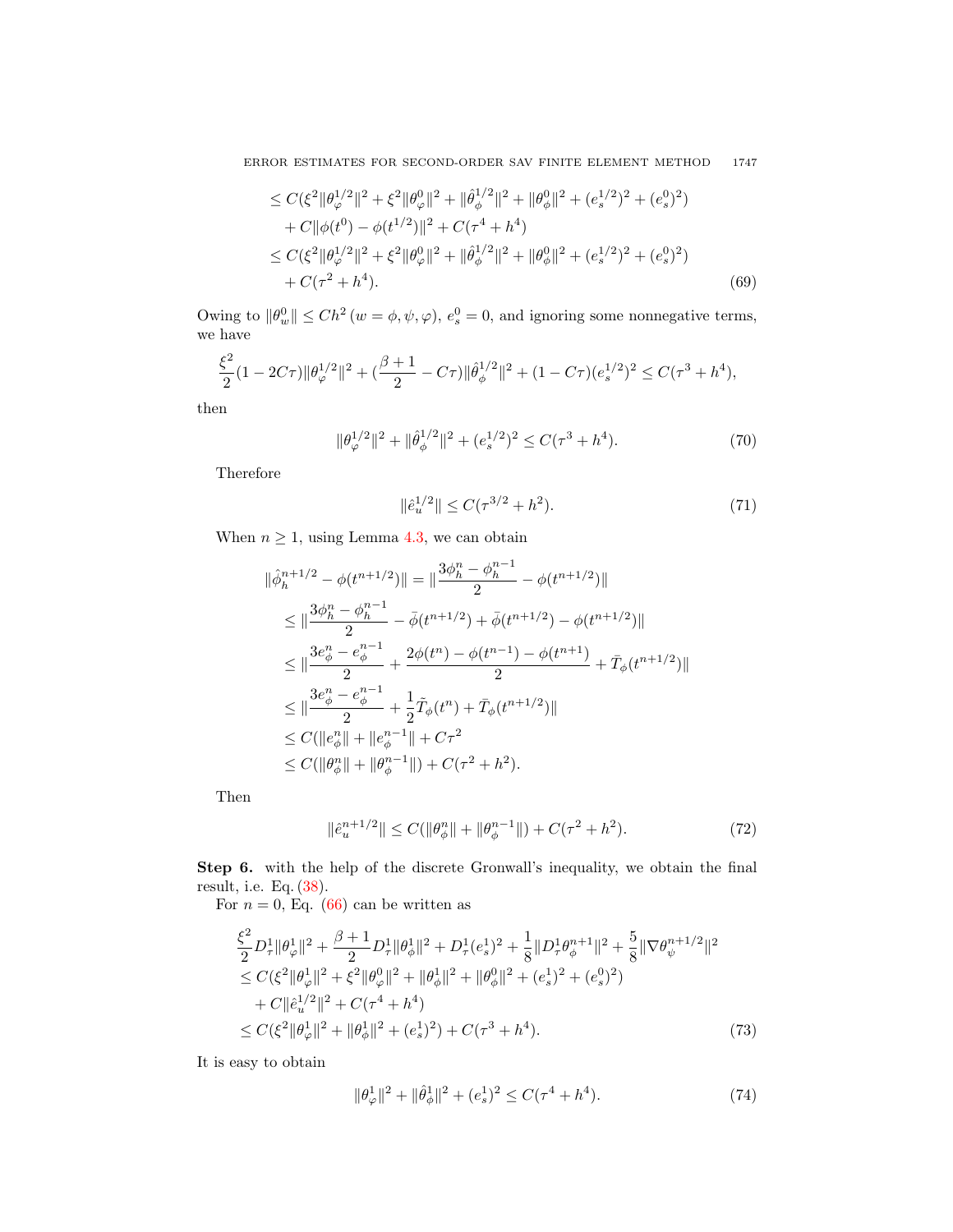$$
\begin{aligned}
&\leq C(\xi^2\|\theta_\varphi^{1/2}\|^2 + \xi^2\|\theta_\varphi^0\|^2 + \|\hat{\theta}_\phi^{1/2}\|^2 + \|\theta_\phi^0\|^2 + (e_s^{1/2})^2 + (e_s^0)^2) \\
&\quad + C\|\phi(t^0) - \phi(t^{1/2})\|^2 + C(\tau^4 + h^4) \\
&\leq C(\xi^2\|\theta_\varphi^{1/2}\|^2 + \xi^2\|\theta_\varphi^0\|^2 + \|\hat{\theta}_\phi^{1/2}\|^2 + \|\theta_\phi^0\|^2 + (e_s^{1/2})^2 + (e_s^0)^2) \\
&\quad + C(\tau^2 + h^4). \qquad (69)
\end{aligned}
$$

Owing to $\|\theta_w^0\| \leq Ch^2$ $(w = \phi, \psi, \varphi)$, $e_s^0 = 0$, and ignoring some nonnegative terms, we have

$$
\frac{\xi^2}{2}(1 - 2C\tau)\|\theta_\varphi^{1/2}\|^2 + (\frac{\beta+1}{2} - C\tau)\|\hat{\theta}_\phi^{1/2}\|^2 + (1 - C\tau)(e_s^{1/2})^2 \leq C(\tau^3 + h^4),
$$

then

$$
\|\theta_\varphi^{1/2}\|^2 + \|\hat{\theta}_\phi^{1/2}\|^2 + (e_s^{1/2})^2 \leq C(\tau^3 + h^4). \qquad (70)
$$

Therefore

$$
\|\hat{e}_u^{1/2}\| \leq C(\tau^{3/2} + h^2). \qquad (71)
$$

When $n \geq 1$, using Lemma 4.3, we can obtain

$$
\begin{aligned}
\|\hat{\phi}_h^{n+1/2} - \phi(t^{n+1/2})\| &= \|\frac{3\phi_h^n - \phi_h^{n-1}}{2} - \phi(t^{n+1/2})\| \\
&\leq \|\frac{3\phi_h^n - \phi_h^{n-1}}{2} - \bar{\phi}(t^{n+1/2}) + \bar{\phi}(t^{n+1/2}) - \phi(t^{n+1/2})\| \\
&\leq \|\frac{3e_\phi^n - e_\phi^{n-1}}{2} + \frac{2\phi(t^n) - \phi(t^{n-1}) - \phi(t^{n+1})}{2} + \bar{T}_\phi(t^{n+1/2})\| \\
&\leq \|\frac{3e_\phi^n - e_\phi^{n-1}}{2} + \frac{1}{2}\tilde{T}_\phi(t^n) + \bar{T}_\phi(t^{n+1/2})\| \\
&\leq C(\|e_\phi^n\| + \|e_\phi^{n-1}\| + C\tau^2 \\
&\leq C(\|\theta_\phi^n\| + \|\theta_\phi^{n-1}\|) + C(\tau^2 + h^2).
\end{aligned}
$$

Then

$$
\|\hat{e}_u^{n+1/2}\| \leq C(\|\theta_\phi^n\| + \|\theta_\phi^{n-1}\|) + C(\tau^2 + h^2). \qquad (72)
$$

**Step 6.** with the help of the discrete Gronwall's inequality, we obtain the final result, i.e. Eq. (38).

For $n = 0$, Eq. (66) can be written as

$$
\begin{aligned}
&\frac{\xi^2}{2}D_\tau^1\|\theta_\varphi^1\|^2 + \frac{\beta+1}{2}D_\tau^1\|\theta_\phi^1\|^2 + D_\tau^1(e_s^1)^2 + \frac{1}{8}\|D_\tau^1\theta_\phi^{n+1}\|^2 + \frac{5}{8}\|\nabla\theta_\psi^{n+1/2}\|^2 \\
&\leq C(\xi^2\|\theta_\varphi^1\|^2 + \xi^2\|\theta_\varphi^0\|^2 + \|\theta_\phi^1\|^2 + \|\theta_\phi^0\|^2 + (e_s^1)^2 + (e_s^0)^2) \\
&\quad + C\|\hat{e}_u^{1/2}\|^2 + C(\tau^4 + h^4) \\
&\leq C(\xi^2\|\theta_\varphi^1\|^2 + \|\theta_\phi^1\|^2 + (e_s^1)^2) + C(\tau^3 + h^4). \qquad (73)
\end{aligned}
$$

It is easy to obtain

$$
\|\theta_\varphi^1\|^2 + \|\hat{\theta}_\phi^1\|^2 + (e_s^1)^2 \leq C(\tau^4 + h^4). \qquad (74)
$$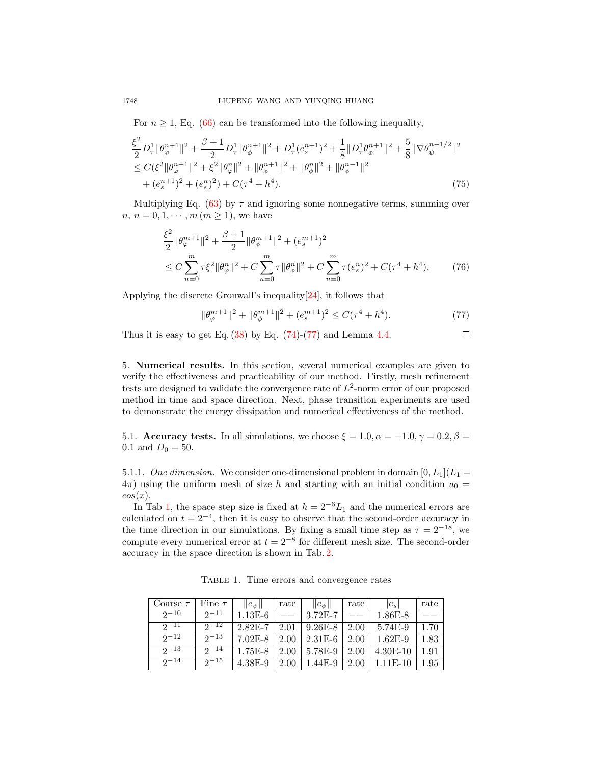For $n \geq 1$, Eq. (66) can be transformed into the following inequality,

$$
\begin{aligned}
&\frac{\xi^2}{2} D_\tau^1 \|\theta_\varphi^{n+1}\|^2 + \frac{\beta+1}{2} D_\tau^1 \|\theta_\phi^{n+1}\|^2 + D_\tau^1 (e_s^{n+1})^2 + \frac{1}{8}\|D_\tau^1 \theta_\phi^{n+1}\|^2 + \frac{5}{8}\|\nabla \theta_\psi^{n+1/2}\|^2 \\
&\leq C(\xi^2 \|\theta_\varphi^{n+1}\|^2 + \xi^2 \|\theta_\varphi^{n}\|^2 + \|\theta_\phi^{n+1}\|^2 + \|\theta_\phi^{n}\|^2 + \|\theta_\phi^{n-1}\|^2 \\
&\quad + (e_s^{n+1})^2 + (e_s^n)^2) + C(\tau^4 + h^4).
\end{aligned} \tag{75}
$$

Multiplying Eq. (63) by $\tau$ and ignoring some nonnegative terms, summing over $n$, $n = 0, 1, \cdots, m \, (m \geq 1)$, we have

$$
\begin{aligned}
&\frac{\xi^2}{2}\|\theta_\varphi^{m+1}\|^2 + \frac{\beta+1}{2}\|\theta_\phi^{m+1}\|^2 + (e_s^{m+1})^2 \\
&\leq C \sum_{n=0}^{m} \tau \xi^2 \|\theta_\varphi^n\|^2 + C \sum_{n=0}^{m} \tau \|\theta_\phi^n\|^2 + C \sum_{n=0}^{m} \tau (e_s^n)^2 + C(\tau^4 + h^4).
\end{aligned} \tag{76}
$$

Applying the discrete Gronwall's inequality[24], it follows that

$$
\|\theta_\varphi^{m+1}\|^2 + \|\theta_\phi^{m+1}\|^2 + (e_s^{m+1})^2 \leq C(\tau^4 + h^4). \tag{77}
$$

Thus it is easy to get Eq. (38) by Eq. (74)-(77) and Lemma 4.4. $\square$

## 5. Numerical results.

In this section, several numerical examples are given to verify the effectiveness and practicability of our method. Firstly, mesh refinement tests are designed to validate the convergence rate of $L^2$-norm error of our proposed method in time and space direction. Next, phase transition experiments are used to demonstrate the energy dissipation and numerical effectiveness of the method.

### 5.1. Accuracy tests.

In all simulations, we choose $\xi = 1.0, \alpha = -1.0, \gamma = 0.2, \beta = 0.1$ and $D_0 = 50$.

#### 5.1.1. *One dimension.*

We consider one-dimensional problem in domain $[0, L_1] (L_1 = 4\pi)$ using the uniform mesh of size $h$ and starting with an initial condition $u_0 = cos(x)$.

In Tab 1, the space step size is fixed at $h = 2^{-6}L_1$ and the numerical errors are calculated on $t = 2^{-4}$, then it is easy to observe that the second-order accuracy in the time direction in our simulations. By fixing a small time step as $\tau = 2^{-18}$, we compute every numerical error at $t = 2^{-8}$ for different mesh size. The second-order accuracy in the space direction is shown in Tab. 2.

Table 1. Time errors and convergence rates

| Coarse $\tau$ | Fine $\tau$ | $\|e_\psi\|$ | rate | $\|e_\phi\|$ | rate | $\lvert e_s \rvert$ | rate |
|---|---|---|---|---|---|---|---|
| $2^{-10}$ | $2^{-11}$ | 1.13E-6 | $--$ | 3.72E-7 | $--$ | 1.86E-8 | $--$ |
| $2^{-11}$ | $2^{-12}$ | 2.82E-7 | 2.01 | 9.26E-8 | 2.00 | 5.74E-9 | 1.70 |
| $2^{-12}$ | $2^{-13}$ | 7.02E-8 | 2.00 | 2.31E-6 | 2.00 | 1.62E-9 | 1.83 |
| $2^{-13}$ | $2^{-14}$ | 1.75E-8 | 2.00 | 5.78E-9 | 2.00 | 4.30E-10 | 1.91 |
| $2^{-14}$ | $2^{-15}$ | 4.38E-9 | 2.00 | 1.44E-9 | 2.00 | 1.11E-10 | 1.95 |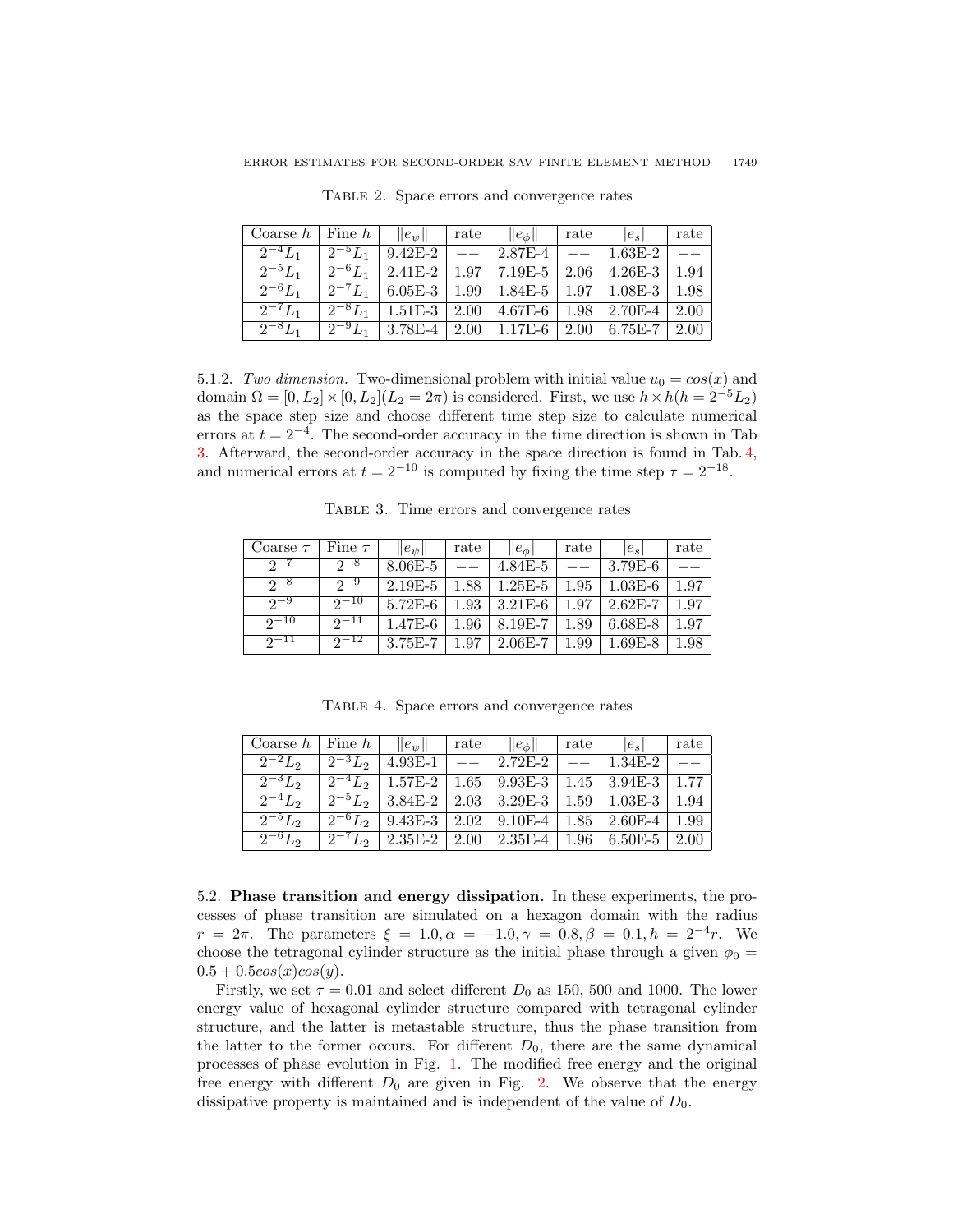Table 2. Space errors and convergence rates

| Coarse $h$ | Fine $h$ | $\|e_\psi\|$ | rate | $\|e_\phi\|$ | rate | $\|e_s\|$ | rate |
|---|---|---|---|---|---|---|---|
| $2^{-4}L_1$ | $2^{-5}L_1$ | 9.42E-2 | $--$ | 2.87E-4 | $--$ | 1.63E-2 | $--$ |
| $2^{-5}L_1$ | $2^{-6}L_1$ | 2.41E-2 | 1.97 | 7.19E-5 | 2.06 | 4.26E-3 | 1.94 |
| $2^{-6}L_1$ | $2^{-7}L_1$ | 6.05E-3 | 1.99 | 1.84E-5 | 1.97 | 1.08E-3 | 1.98 |
| $2^{-7}L_1$ | $2^{-8}L_1$ | 1.51E-3 | 2.00 | 4.67E-6 | 1.98 | 2.70E-4 | 2.00 |
| $2^{-8}L_1$ | $2^{-9}L_1$ | 3.78E-4 | 2.00 | 1.17E-6 | 2.00 | 6.75E-7 | 2.00 |

5.1.2. *Two dimension.* Two-dimensional problem with initial value $u_0 = cos(x)$ and domain $\Omega = [0, L_2] \times [0, L_2] (L_2 = 2\pi)$ is considered. First, we use $h \times h (h = 2^{-5}L_2)$ as the space step size and choose different time step size to calculate numerical errors at $t = 2^{-4}$. The second-order accuracy in the time direction is shown in Tab 3. Afterward, the second-order accuracy in the space direction is found in Tab. 4, and numerical errors at $t = 2^{-10}$ is computed by fixing the time step $\tau = 2^{-18}$.

Table 3. Time errors and convergence rates

| Coarse $\tau$ | Fine $\tau$ | $\|e_\psi\|$ | rate | $\|e_\phi\|$ | rate | $\|e_s\|$ | rate |
|---|---|---|---|---|---|---|---|
| $2^{-7}$ | $2^{-8}$ | 8.06E-5 | $--$ | 4.84E-5 | $--$ | 3.79E-6 | $--$ |
| $2^{-8}$ | $2^{-9}$ | 2.19E-5 | 1.88 | 1.25E-5 | 1.95 | 1.03E-6 | 1.97 |
| $2^{-9}$ | $2^{-10}$ | 5.72E-6 | 1.93 | 3.21E-6 | 1.97 | 2.62E-7 | 1.97 |
| $2^{-10}$ | $2^{-11}$ | 1.47E-6 | 1.96 | 8.19E-7 | 1.89 | 6.68E-8 | 1.97 |
| $2^{-11}$ | $2^{-12}$ | 3.75E-7 | 1.97 | 2.06E-7 | 1.99 | 1.69E-8 | 1.98 |

Table 4. Space errors and convergence rates

| Coarse $h$ | Fine $h$ | $\|e_\psi\|$ | rate | $\|e_\phi\|$ | rate | $\|e_s\|$ | rate |
|---|---|---|---|---|---|---|---|
| $2^{-2}L_2$ | $2^{-3}L_2$ | 4.93E-1 | $--$ | 2.72E-2 | $--$ | 1.34E-2 | $--$ |
| $2^{-3}L_2$ | $2^{-4}L_2$ | 1.57E-2 | 1.65 | 9.93E-3 | 1.45 | 3.94E-3 | 1.77 |
| $2^{-4}L_2$ | $2^{-5}L_2$ | 3.84E-2 | 2.03 | 3.29E-3 | 1.59 | 1.03E-3 | 1.94 |
| $2^{-5}L_2$ | $2^{-6}L_2$ | 9.43E-3 | 2.02 | 9.10E-4 | 1.85 | 2.60E-4 | 1.99 |
| $2^{-6}L_2$ | $2^{-7}L_2$ | 2.35E-2 | 2.00 | 2.35E-4 | 1.96 | 6.50E-5 | 2.00 |

5.2. **Phase transition and energy dissipation.** In these experiments, the processes of phase transition are simulated on a hexagon domain with the radius $r = 2\pi$. The parameters $\xi = 1.0, \alpha = -1.0, \gamma = 0.8, \beta = 0.1, h = 2^{-4}r$. We choose the tetragonal cylinder structure as the initial phase through a given $\phi_0 = 0.5 + 0.5cos(x)cos(y)$.

Firstly, we set $\tau = 0.01$ and select different $D_0$ as 150, 500 and 1000. The lower energy value of hexagonal cylinder structure compared with tetragonal cylinder structure, and the latter is metastable structure, thus the phase transition from the latter to the former occurs. For different $D_0$, there are the same dynamical processes of phase evolution in Fig. 1. The modified free energy and the original free energy with different $D_0$ are given in Fig. 2. We observe that the energy dissipative property is maintained and is independent of the value of $D_0$.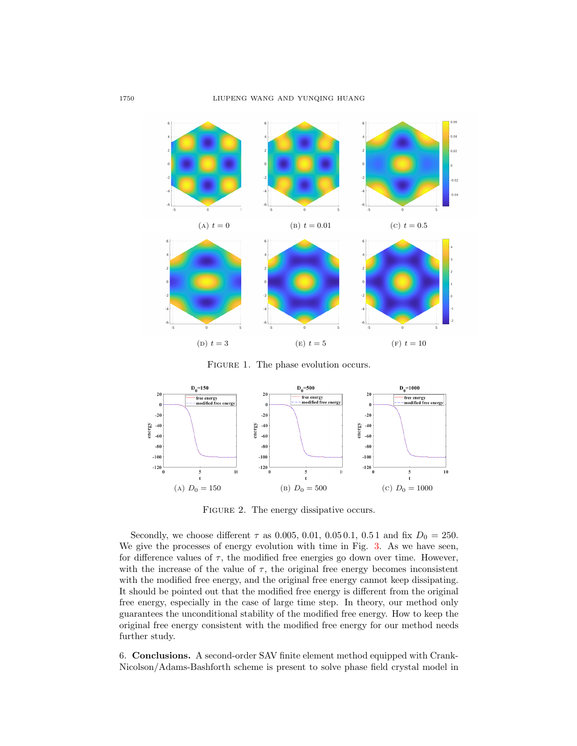(A) $t = 0$ (B) $t = 0.01$ (C) $t = 0.5$

(D) $t = 3$ (E) $t = 5$ (F) $t = 10$

FIGURE 1. The phase evolution occurs.

(A) $D_0 = 150$ (B) $D_0 = 500$ (C) $D_0 = 1000$

FIGURE 2. The energy dissipative occurs.

Secondly, we choose different $\tau$ as 0.005, 0.01, 0.05 0.1, 0.5 1 and fix $D_0 = 250$. We give the processes of energy evolution with time in Fig. 3. As we have seen, for difference values of $\tau$, the modified free energies go down over time. However, with the increase of the value of $\tau$, the original free energy becomes inconsistent with the modified free energy, and the original free energy cannot keep dissipating. It should be pointed out that the modified free energy is different from the original free energy, especially in the case of large time step. In theory, our method only guarantees the unconditional stability of the modified free energy. How to keep the original free energy consistent with the modified free energy for our method needs further study.

## 6. Conclusions.

A second-order SAV finite element method equipped with Crank-Nicolson/Adams-Bashforth scheme is present to solve phase field crystal model in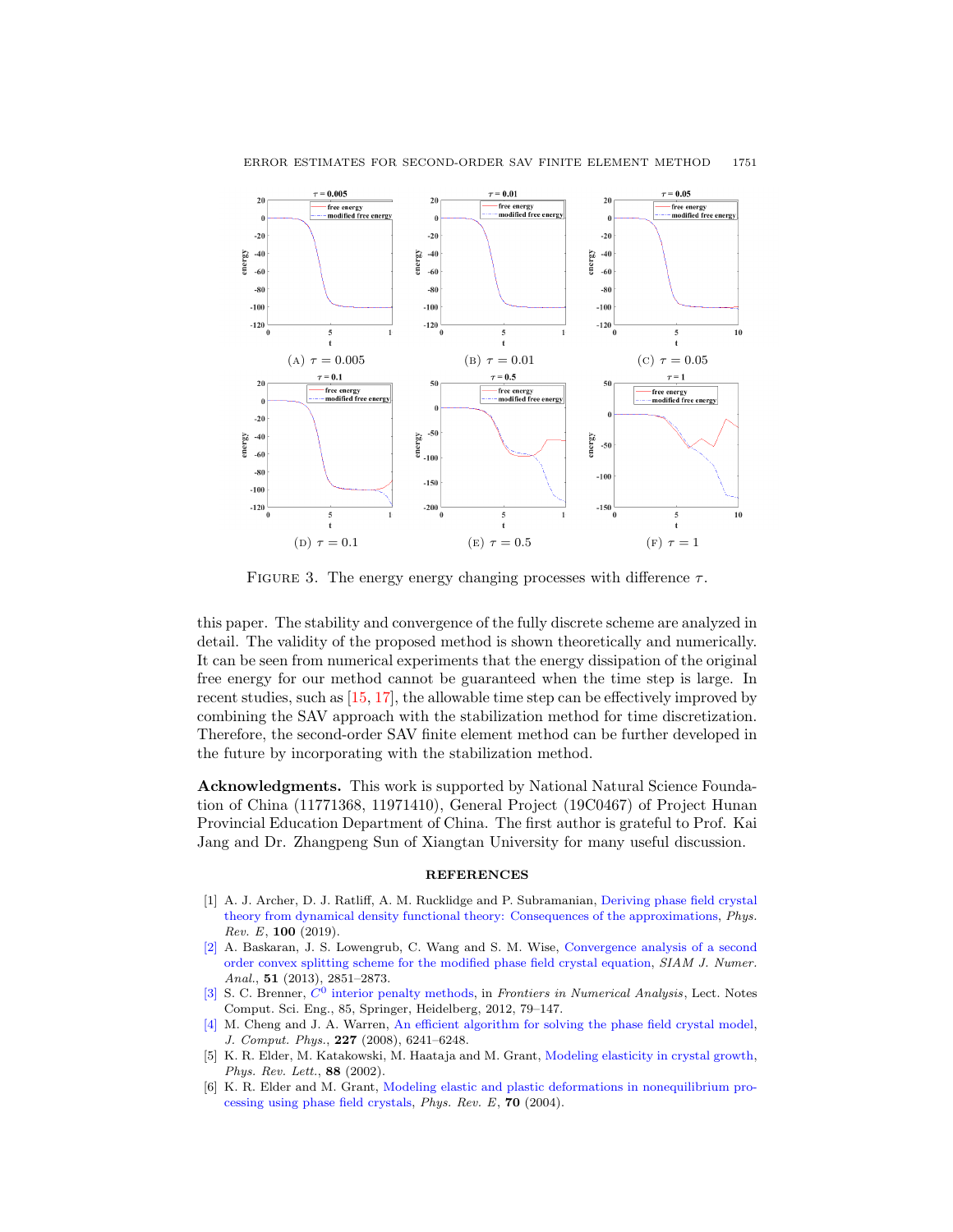FIGURE 3. The energy energy changing processes with difference $\tau$.

this paper. The stability and convergence of the fully discrete scheme are analyzed in detail. The validity of the proposed method is shown theoretically and numerically. It can be seen from numerical experiments that the energy dissipation of the original free energy for our method cannot be guaranteed when the time step is large. In recent studies, such as [15, 17], the allowable time step can be effectively improved by combining the SAV approach with the stabilization method for time discretization. Therefore, the second-order SAV finite element method can be further developed in the future by incorporating with the stabilization method.

**Acknowledgments.** This work is supported by National Natural Science Foundation of China (11771368, 11971410), General Project (19C0467) of Project Hunan Provincial Education Department of China. The first author is grateful to Prof. Kai Jang and Dr. Zhangpeng Sun of Xiangtan University for many useful discussion.

## REFERENCES

[1] A. J. Archer, D. J. Ratliff, A. M. Rucklidge and P. Subramanian, Deriving phase field crystal theory from dynamical density functional theory: Consequences of the approximations, *Phys. Rev. E*, **100** (2019).

[2] A. Baskaran, J. S. Lowengrub, C. Wang and S. M. Wise, Convergence analysis of a second order convex splitting scheme for the modified phase field crystal equation, *SIAM J. Numer. Anal.*, **51** (2013), 2851–2873.

[3] S. C. Brenner, $C^0$ interior penalty methods, in *Frontiers in Numerical Analysis*, Lect. Notes Comput. Sci. Eng., 85, Springer, Heidelberg, 2012, 79–147.

[4] M. Cheng and J. A. Warren, An efficient algorithm for solving the phase field crystal model, *J. Comput. Phys.*, **227** (2008), 6241–6248.

[5] K. R. Elder, M. Katakowski, M. Haataja and M. Grant, Modeling elasticity in crystal growth, *Phys. Rev. Lett.*, **88** (2002).

[6] K. R. Elder and M. Grant, Modeling elastic and plastic deformations in nonequilibrium processing using phase field crystals, *Phys. Rev. E*, **70** (2004).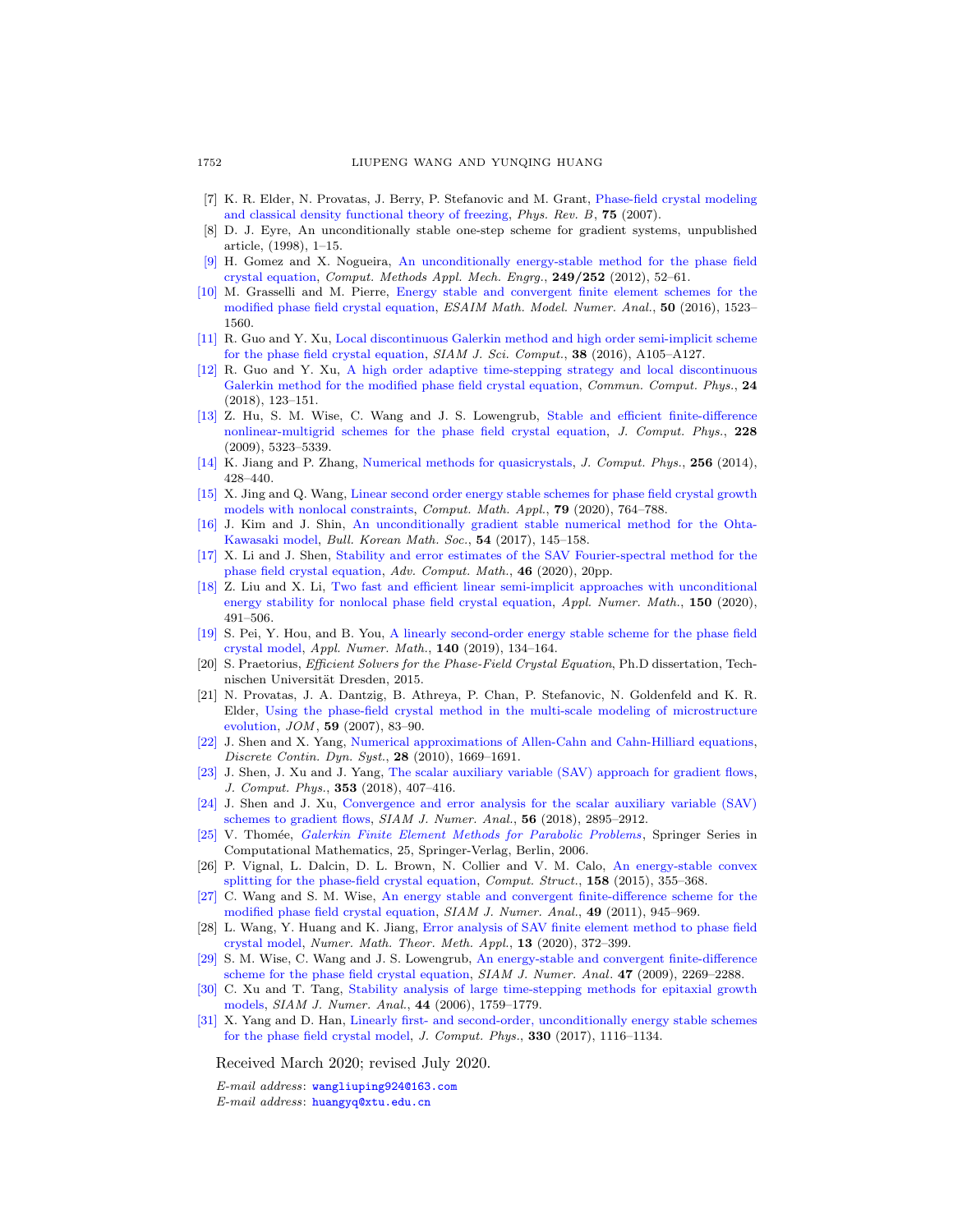[7] K. R. Elder, N. Provatas, J. Berry, P. Stefanovic and M. Grant, Phase-field crystal modeling and classical density functional theory of freezing, *Phys. Rev. B*, **75** (2007).

[8] D. J. Eyre, An unconditionally stable one-step scheme for gradient systems, unpublished article, (1998), 1–15.

[9] H. Gomez and X. Nogueira, An unconditionally energy-stable method for the phase field crystal equation, *Comput. Methods Appl. Mech. Engrg.*, **249/252** (2012), 52–61.

[10] M. Grasselli and M. Pierre, Energy stable and convergent finite element schemes for the modified phase field crystal equation, *ESAIM Math. Model. Numer. Anal.*, **50** (2016), 1523–1560.

[11] R. Guo and Y. Xu, Local discontinuous Galerkin method and high order semi-implicit scheme for the phase field crystal equation, *SIAM J. Sci. Comput.*, **38** (2016), A105–A127.

[12] R. Guo and Y. Xu, A high order adaptive time-stepping strategy and local discontinuous Galerkin method for the modified phase field crystal equation, *Commun. Comput. Phys.*, **24** (2018), 123–151.

[13] Z. Hu, S. M. Wise, C. Wang and J. S. Lowengrub, Stable and efficient finite-difference nonlinear-multigrid schemes for the phase field crystal equation, *J. Comput. Phys.*, **228** (2009), 5323–5339.

[14] K. Jiang and P. Zhang, Numerical methods for quasicrystals, *J. Comput. Phys.*, **256** (2014), 428–440.

[15] X. Jing and Q. Wang, Linear second order energy stable schemes for phase field crystal growth models with nonlocal constraints, *Comput. Math. Appl.*, **79** (2020), 764–788.

[16] J. Kim and J. Shin, An unconditionally gradient stable numerical method for the Ohta-Kawasaki model, *Bull. Korean Math. Soc.*, **54** (2017), 145–158.

[17] X. Li and J. Shen, Stability and error estimates of the SAV Fourier-spectral method for the phase field crystal equation, *Adv. Comput. Math.*, **46** (2020), 20pp.

[18] Z. Liu and X. Li, Two fast and efficient linear semi-implicit approaches with unconditional energy stability for nonlocal phase field crystal equation, *Appl. Numer. Math.*, **150** (2020), 491–506.

[19] S. Pei, Y. Hou, and B. You, A linearly second-order energy stable scheme for the phase field crystal model, *Appl. Numer. Math.*, **140** (2019), 134–164.

[20] S. Praetorius, *Efficient Solvers for the Phase-Field Crystal Equation*, Ph.D dissertation, Technischen Universität Dresden, 2015.

[21] N. Provatas, J. A. Dantzig, B. Athreya, P. Chan, P. Stefanovic, N. Goldenfeld and K. R. Elder, Using the phase-field crystal method in the multi-scale modeling of microstructure evolution, *JOM*, **59** (2007), 83–90.

[22] J. Shen and X. Yang, Numerical approximations of Allen-Cahn and Cahn-Hilliard equations, *Discrete Contin. Dyn. Syst.*, **28** (2010), 1669–1691.

[23] J. Shen, J. Xu and J. Yang, The scalar auxiliary variable (SAV) approach for gradient flows, *J. Comput. Phys.*, **353** (2018), 407–416.

[24] J. Shen and J. Xu, Convergence and error analysis for the scalar auxiliary variable (SAV) schemes to gradient flows, *SIAM J. Numer. Anal.*, **56** (2018), 2895–2912.

[25] V. Thomée, *Galerkin Finite Element Methods for Parabolic Problems*, Springer Series in Computational Mathematics, 25, Springer-Verlag, Berlin, 2006.

[26] P. Vignal, L. Dalcin, D. L. Brown, N. Collier and V. M. Calo, An energy-stable convex splitting for the phase-field crystal equation, *Comput. Struct.*, **158** (2015), 355–368.

[27] C. Wang and S. M. Wise, An energy stable and convergent finite-difference scheme for the modified phase field crystal equation, *SIAM J. Numer. Anal.*, **49** (2011), 945–969.

[28] L. Wang, Y. Huang and K. Jiang, Error analysis of SAV finite element method to phase field crystal model, *Numer. Math. Theor. Meth. Appl.*, **13** (2020), 372–399.

[29] S. M. Wise, C. Wang and J. S. Lowengrub, An energy-stable and convergent finite-difference scheme for the phase field crystal equation, *SIAM J. Numer. Anal.* **47** (2009), 2269–2288.

[30] C. Xu and T. Tang, Stability analysis of large time-stepping methods for epitaxial growth models, *SIAM J. Numer. Anal.*, **44** (2006), 1759–1779.

[31] X. Yang and D. Han, Linearly first- and second-order, unconditionally energy stable schemes for the phase field crystal model, *J. Comput. Phys.*, **330** (2017), 1116–1134.

Received March 2020; revised July 2020.

*E-mail address*: wangliuping924@163.com
*E-mail address*: huangyq@xtu.edu.cn